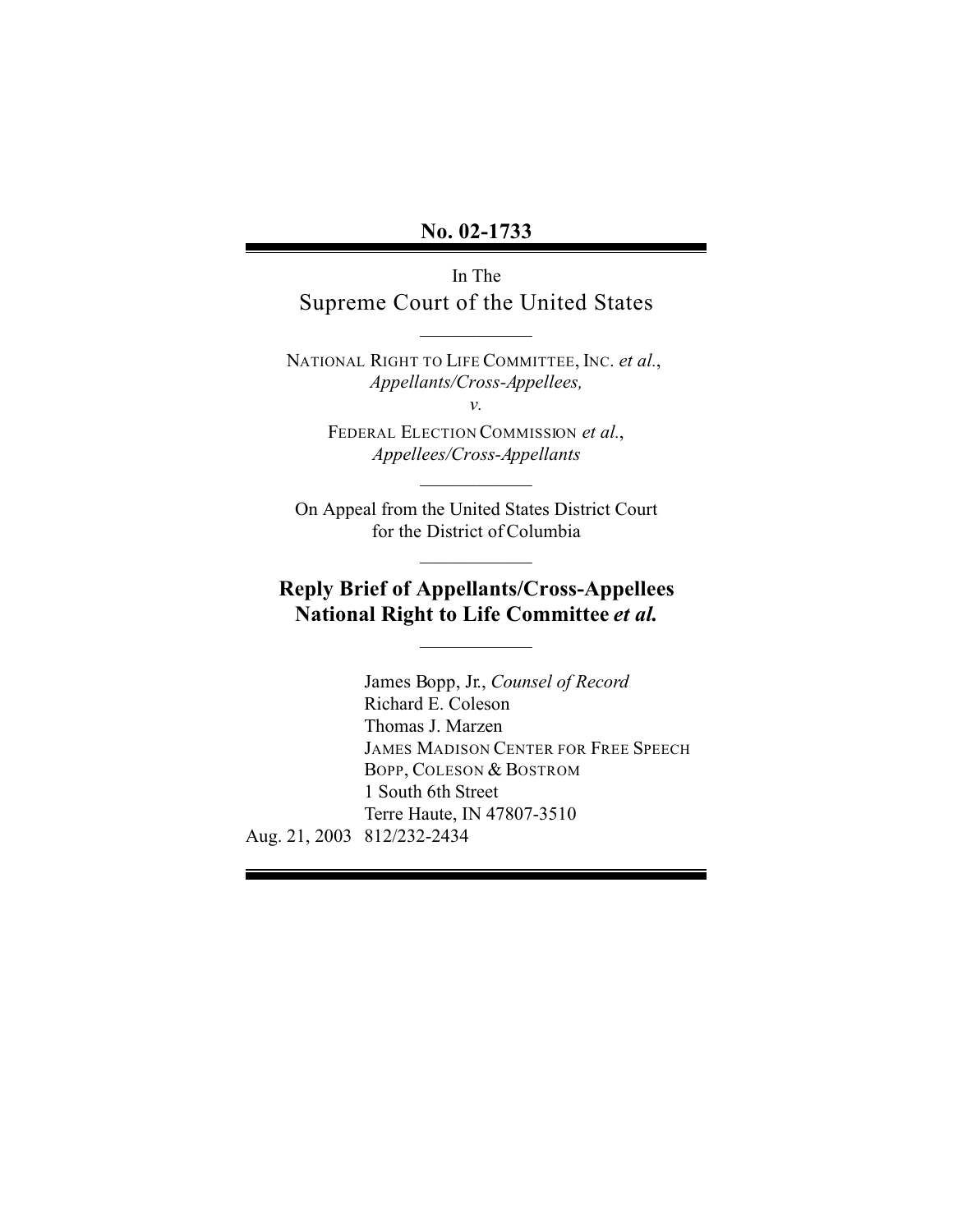**No. 02-1733**

In The
Supreme Court of the United States

NATIONAL RIGHT TO LIFE COMMITTEE, INC. *et al.*,
*Appellants/Cross-Appellees,*

*v.*

FEDERAL ELECTION COMMISSION *et al.*,
*Appellees/Cross-Appellants*

On Appeal from the United States District Court
for the District of Columbia

# Reply Brief of Appellants/Cross-Appellees National Right to Life Committee *et al.*

James Bopp, Jr., *Counsel of Record*
Richard E. Coleson
Thomas J. Marzen
JAMES MADISON CENTER FOR FREE SPEECH
BOPP, COLESON & BOSTROM
1 South 6th Street
Terre Haute, IN 47807-3510
Aug. 21, 2003 812/232-2434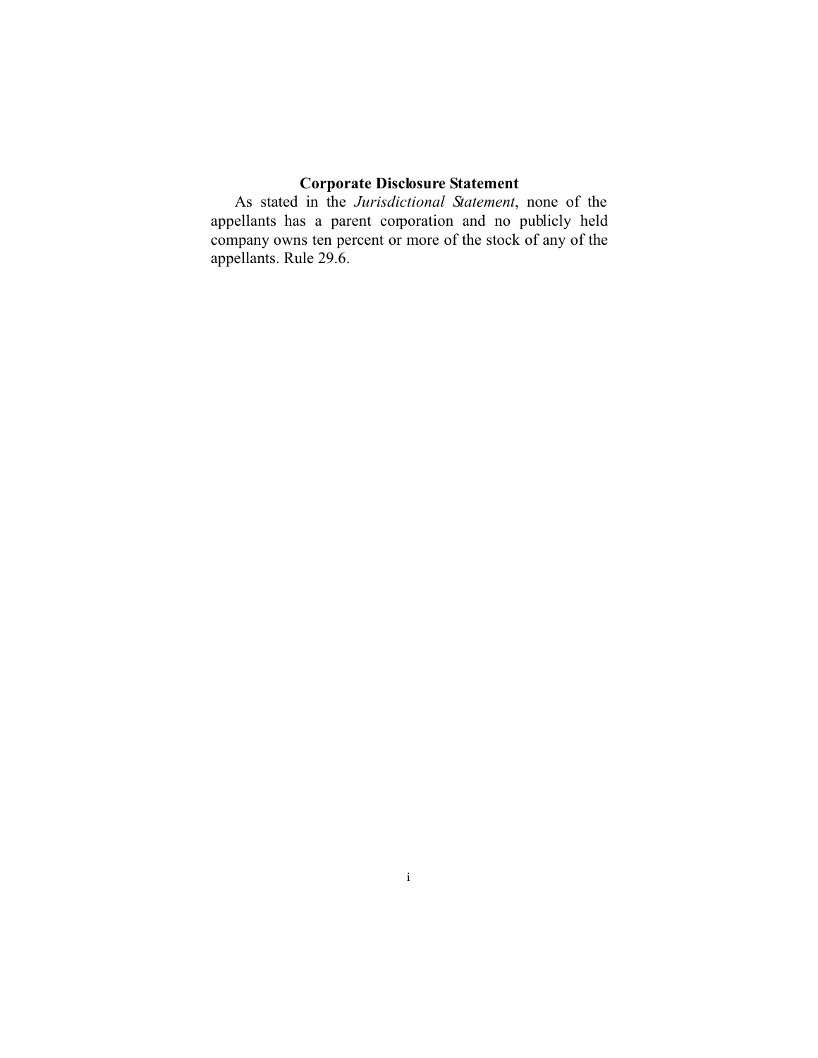## Corporate Disclosure Statement

As stated in the *Jurisdictional Statement*, none of the appellants has a parent corporation and no publicly held company owns ten percent or more of the stock of any of the appellants. Rule 29.6.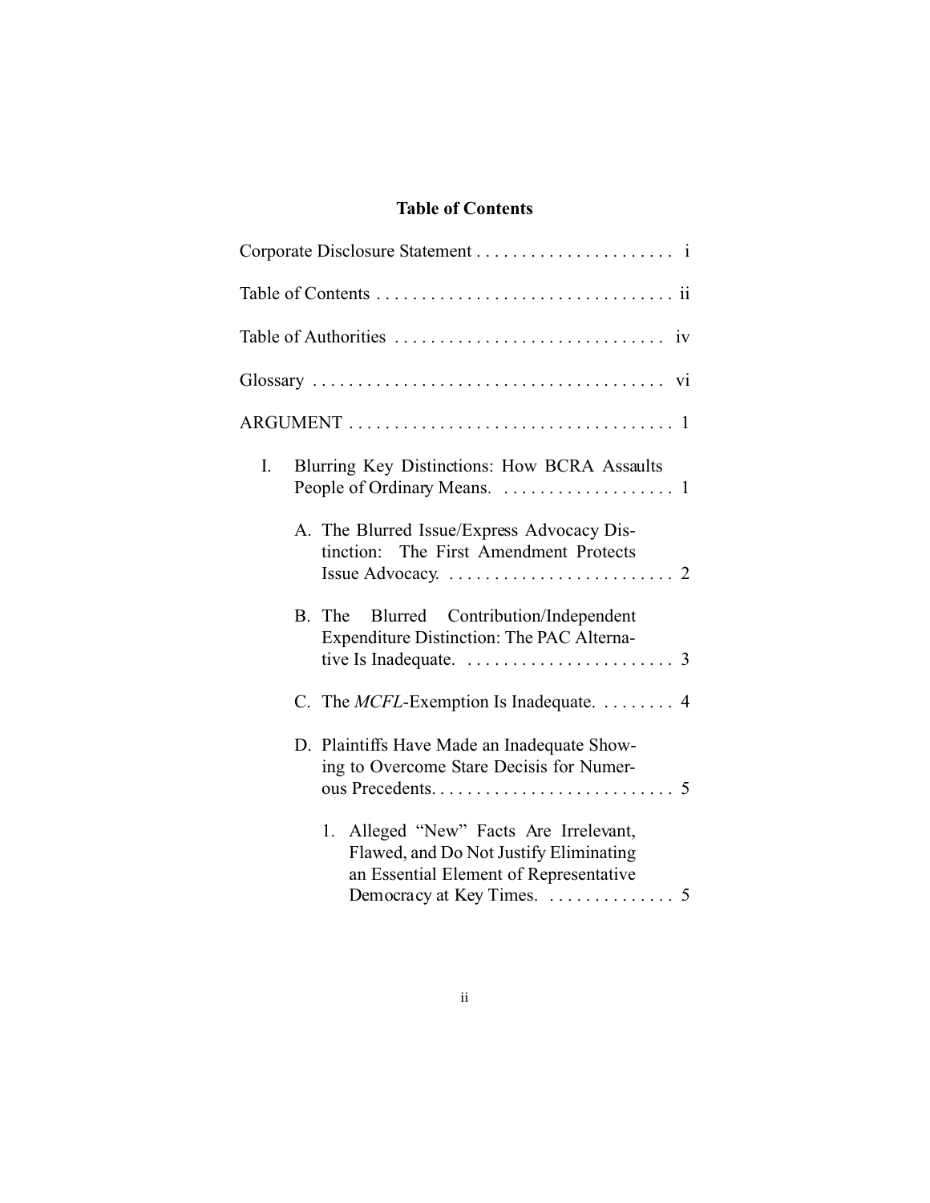# Table of Contents

Corporate Disclosure Statement . . . . . . . . . . . . . . . . . . . . . . i

Table of Contents . . . . . . . . . . . . . . . . . . . . . . . . . . . . . . . . ii

Table of Authorities . . . . . . . . . . . . . . . . . . . . . . . . . . . . . iv

Glossary . . . . . . . . . . . . . . . . . . . . . . . . . . . . . . . . . . . . . . vi

ARGUMENT . . . . . . . . . . . . . . . . . . . . . . . . . . . . . . . . . . . . 1

I. Blurring Key Distinctions: How BCRA Assaults People of Ordinary Means. . . . . . . . . . . . . . . . . . . . 1

   A. The Blurred Issue/Express Advocacy Distinction: The First Amendment Protects Issue Advocacy. . . . . . . . . . . . . . . . . . . . . . . . . . 2

   B. The Blurred Contribution/Independent Expenditure Distinction: The PAC Alternative Is Inadequate. . . . . . . . . . . . . . . . . . . . . . . . 3

   C. The *MCFL*-Exemption Is Inadequate. . . . . . . . . 4

   D. Plaintiffs Have Made an Inadequate Showing to Overcome Stare Decisis for Numerous Precedents. . . . . . . . . . . . . . . . . . . . . . . . . . . 5

      1. Alleged "New" Facts Are Irrelevant, Flawed, and Do Not Justify Eliminating an Essential Element of Representative Democracy at Key Times. . . . . . . . . . . . . . . 5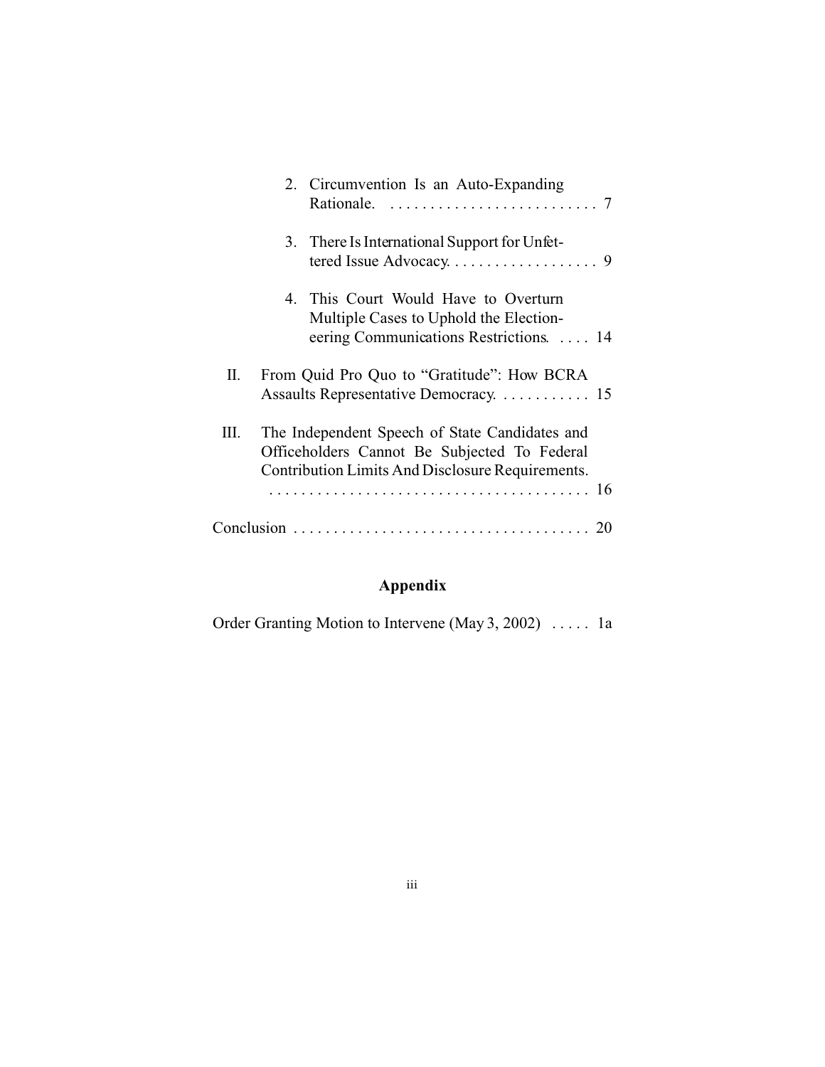2. Circumvention Is an Auto-Expanding Rationale. . . . . . . . . . . . . . . . . . . . . . . . . . . 7

3. There Is International Support for Unfettered Issue Advocacy. . . . . . . . . . . . . . . . . . . 9

4. This Court Would Have to Overturn Multiple Cases to Uphold the Electioneering Communications Restrictions. . . . . 14

II. From Quid Pro Quo to "Gratitude": How BCRA Assaults Representative Democracy. . . . . . . . . . . . 15

III. The Independent Speech of State Candidates and Officeholders Cannot Be Subjected To Federal Contribution Limits And Disclosure Requirements. . . . . . . . . . . . . . . . . . . . . . . . . . . . . . . . . . . . . . . . . 16

Conclusion . . . . . . . . . . . . . . . . . . . . . . . . . . . . . . . . . . . . . 20

## Appendix

Order Granting Motion to Intervene (May 3, 2002) . . . . . 1a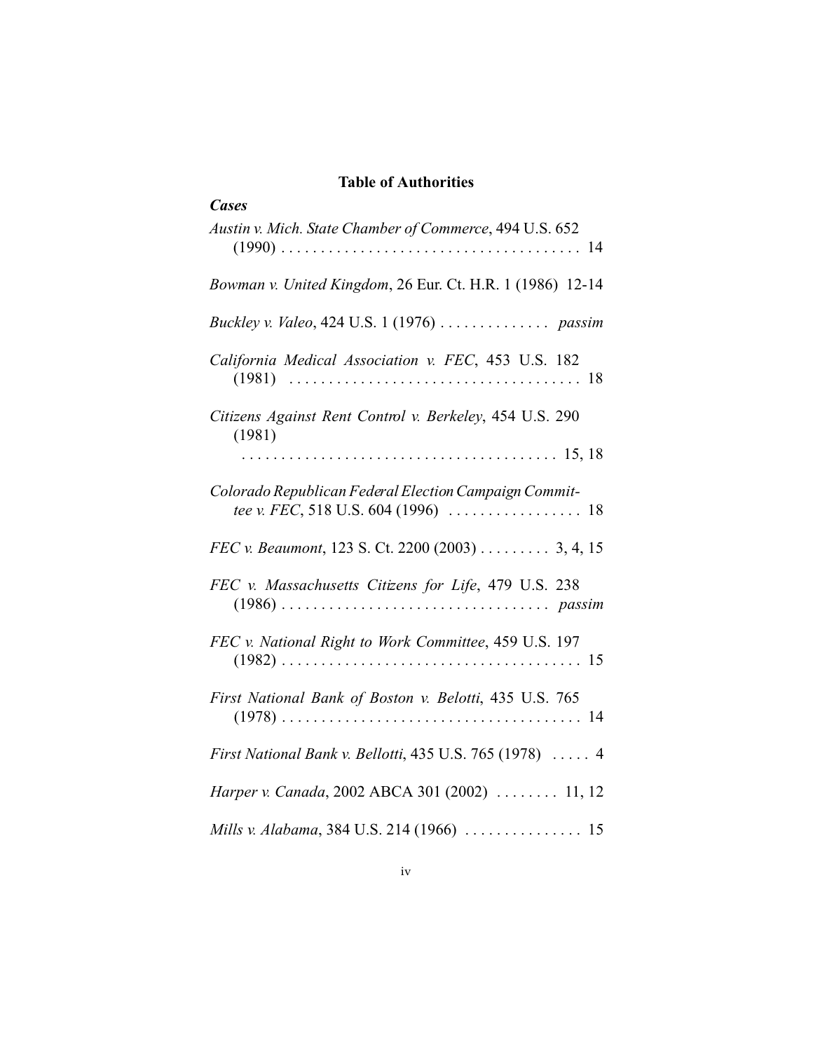## Table of Authorities

### *Cases*

*Austin v. Mich. State Chamber of Commerce*, 494 U.S. 652 (1990) . . . . . . . . . . . . . . . . . . . . . . . . . . . . . . . . . . . . . . 14

*Bowman v. United Kingdom*, 26 Eur. Ct. H.R. 1 (1986) 12-14

*Buckley v. Valeo*, 424 U.S. 1 (1976) . . . . . . . . . . . . . . *passim*

*California Medical Association v. FEC*, 453 U.S. 182 (1981) . . . . . . . . . . . . . . . . . . . . . . . . . . . . . . . . . . . . . 18

*Citizens Against Rent Control v. Berkeley*, 454 U.S. 290 (1981) . . . . . . . . . . . . . . . . . . . . . . . . . . . . . . . . . . . . . . . . 15, 18

*Colorado Republican Federal Election Campaign Committee v. FEC*, 518 U.S. 604 (1996) . . . . . . . . . . . . . . . . . 18

*FEC v. Beaumont*, 123 S. Ct. 2200 (2003) . . . . . . . . . 3, 4, 15

*FEC v. Massachusetts Citizens for Life*, 479 U.S. 238 (1986) . . . . . . . . . . . . . . . . . . . . . . . . . . . . . . . . . . *passim*

*FEC v. National Right to Work Committee*, 459 U.S. 197 (1982) . . . . . . . . . . . . . . . . . . . . . . . . . . . . . . . . . . . . . . 15

*First National Bank of Boston v. Belotti*, 435 U.S. 765 (1978) . . . . . . . . . . . . . . . . . . . . . . . . . . . . . . . . . . . . . . 14

*First National Bank v. Bellotti*, 435 U.S. 765 (1978) . . . . . 4

*Harper v. Canada*, 2002 ABCA 301 (2002) . . . . . . . . 11, 12

*Mills v. Alabama*, 384 U.S. 214 (1966) . . . . . . . . . . . . . . . 15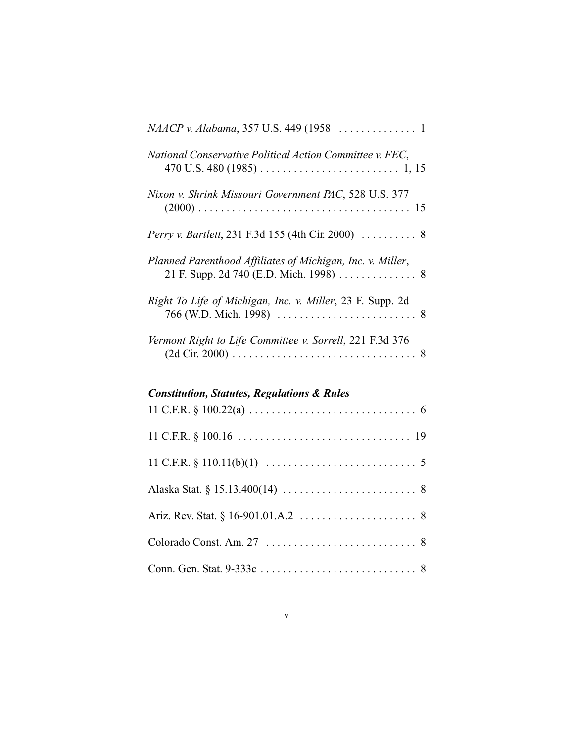*NAACP v. Alabama*, 357 U.S. 449 (1958 . . . . . . . . . . . . . . 1

*National Conservative Political Action Committee v. FEC*, 470 U.S. 480 (1985) . . . . . . . . . . . . . . . . . . . . . . . . . 1, 15

*Nixon v. Shrink Missouri Government PAC*, 528 U.S. 377 (2000) . . . . . . . . . . . . . . . . . . . . . . . . . . . . . . . . . . . . . . 15

*Perry v. Bartlett*, 231 F.3d 155 (4th Cir. 2000) . . . . . . . . . . 8

*Planned Parenthood Affiliates of Michigan, Inc. v. Miller*, 21 F. Supp. 2d 740 (E.D. Mich. 1998) . . . . . . . . . . . . . . 8

*Right To Life of Michigan, Inc. v. Miller*, 23 F. Supp. 2d 766 (W.D. Mich. 1998) . . . . . . . . . . . . . . . . . . . . . . . . . 8

*Vermont Right to Life Committee v. Sorrell*, 221 F.3d 376 (2d Cir. 2000) . . . . . . . . . . . . . . . . . . . . . . . . . . . . . . . . . 8

### *Constitution, Statutes, Regulations & Rules*

11 C.F.R. § 100.22(a) . . . . . . . . . . . . . . . . . . . . . . . . . . . . . . 6

11 C.F.R. § 100.16 . . . . . . . . . . . . . . . . . . . . . . . . . . . . . . . 19

11 C.F.R. § 110.11(b)(1) . . . . . . . . . . . . . . . . . . . . . . . . . . . 5

Alaska Stat. § 15.13.400(14) . . . . . . . . . . . . . . . . . . . . . . . . 8

Ariz. Rev. Stat. § 16-901.01.A.2 . . . . . . . . . . . . . . . . . . . . . 8

Colorado Const. Am. 27 . . . . . . . . . . . . . . . . . . . . . . . . . . . 8

Conn. Gen. Stat. 9-333c . . . . . . . . . . . . . . . . . . . . . . . . . . . . 8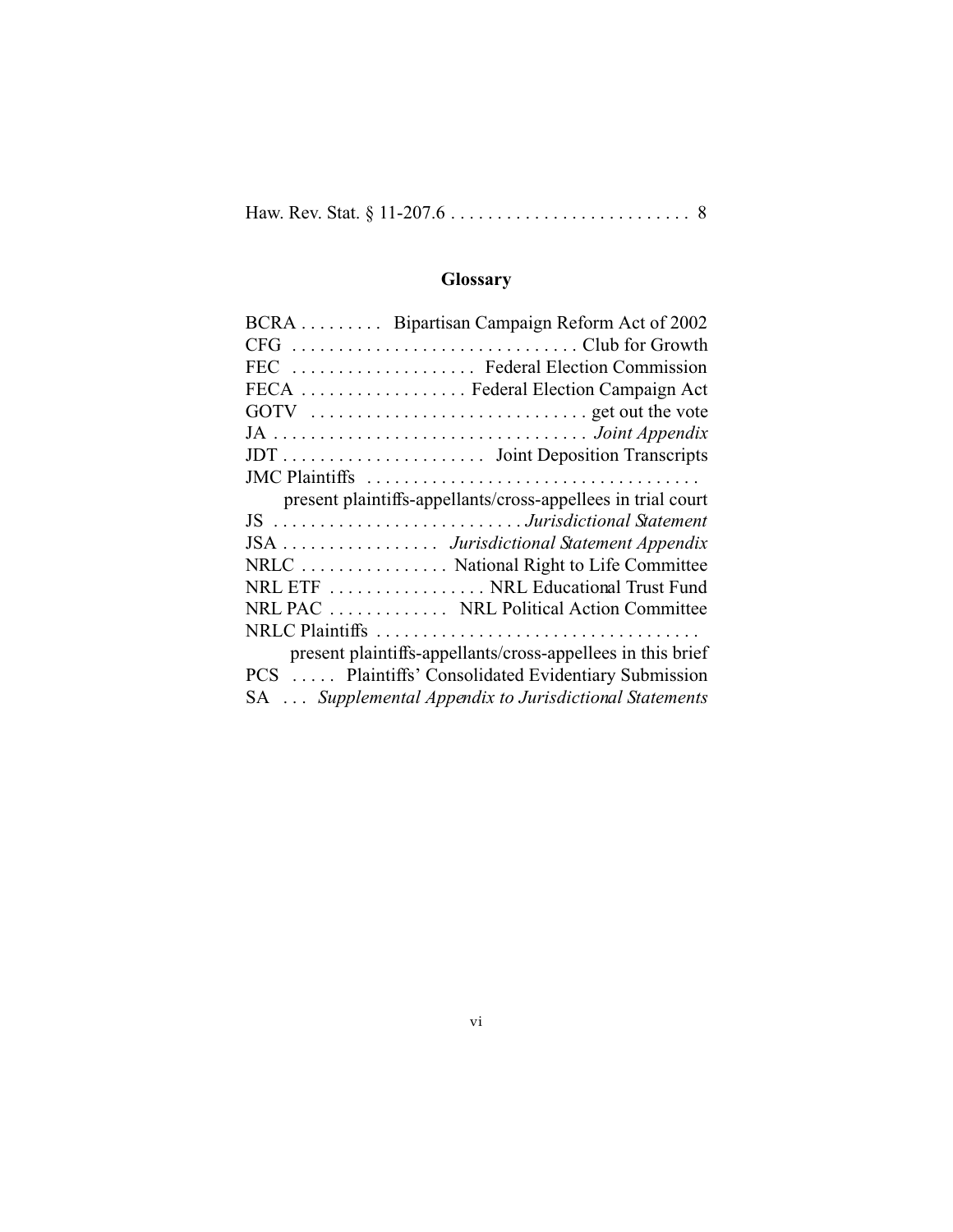Haw. Rev. Stat. § 11-207.6 . . . . . . . . . . . . . . . . . . . . . . . . . . 8

## Glossary

| | |
|---|---|
| BCRA | Bipartisan Campaign Reform Act of 2002 |
| CFG | Club for Growth |
| FEC | Federal Election Commission |
| FECA | Federal Election Campaign Act |
| GOTV | get out the vote |
| JA | *Joint Appendix* |
| JDT | Joint Deposition Transcripts |
| JMC Plaintiffs | present plaintiffs-appellants/cross-appellees in trial court |
| JS | *Jurisdictional Statement* |
| JSA | *Jurisdictional Statement Appendix* |
| NRLC | National Right to Life Committee |
| NRL ETF | NRL Educational Trust Fund |
| NRL PAC | NRL Political Action Committee |
| NRLC Plaintiffs | present plaintiffs-appellants/cross-appellees in this brief |
| PCS | Plaintiffs' Consolidated Evidentiary Submission |
| SA | *Supplemental Appendix to Jurisdictional Statements* |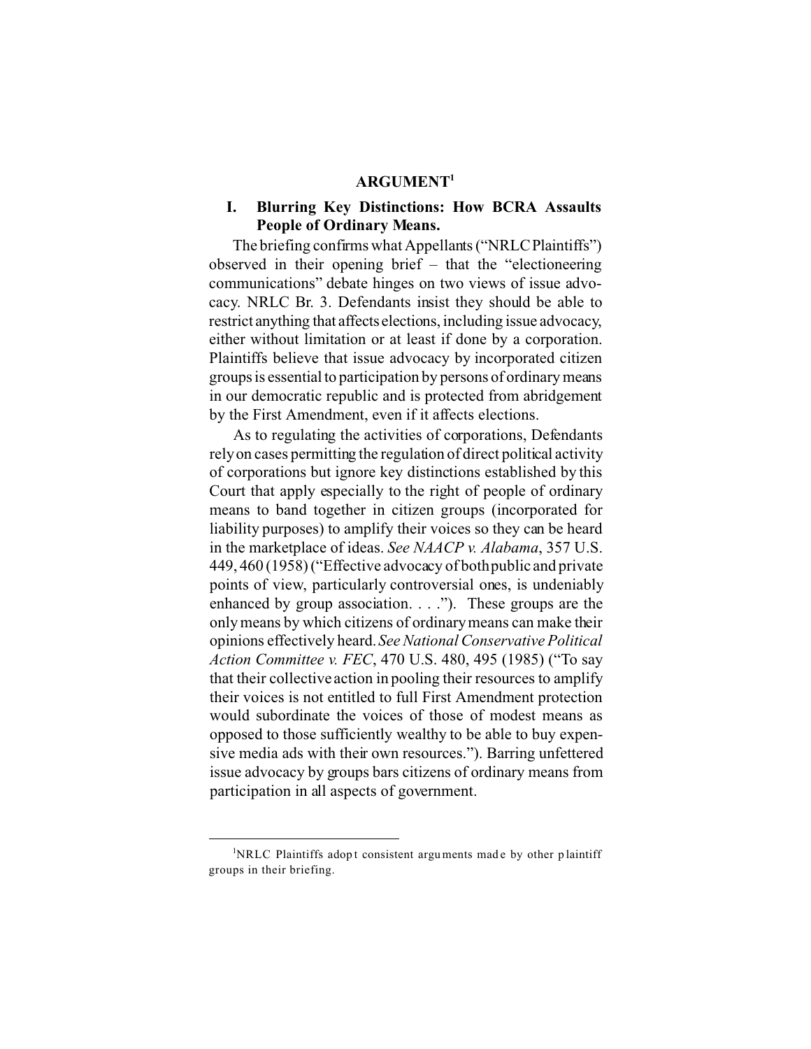## ARGUMENT[1]

### I. Blurring Key Distinctions: How BCRA Assaults People of Ordinary Means.

The briefing confirms what Appellants ("NRLC Plaintiffs") observed in their opening brief – that the "electioneering communications" debate hinges on two views of issue advocacy. NRLC Br. 3. Defendants insist they should be able to restrict anything that affects elections, including issue advocacy, either without limitation or at least if done by a corporation. Plaintiffs believe that issue advocacy by incorporated citizen groups is essential to participation by persons of ordinary means in our democratic republic and is protected from abridgement by the First Amendment, even if it affects elections.

As to regulating the activities of corporations, Defendants rely on cases permitting the regulation of direct political activity of corporations but ignore key distinctions established by this Court that apply especially to the right of people of ordinary means to band together in citizen groups (incorporated for liability purposes) to amplify their voices so they can be heard in the marketplace of ideas. *See NAACP v. Alabama*, 357 U.S. 449, 460 (1958) ("Effective advocacy of both public and private points of view, particularly controversial ones, is undeniably enhanced by group association. . . ."). These groups are the only means by which citizens of ordinary means can make their opinions effectively heard. *See National Conservative Political Action Committee v. FEC*, 470 U.S. 480, 495 (1985) ("To say that their collective action in pooling their resources to amplify their voices is not entitled to full First Amendment protection would subordinate the voices of those of modest means as opposed to those sufficiently wealthy to be able to buy expensive media ads with their own resources."). Barring unfettered issue advocacy by groups bars citizens of ordinary means from participation in all aspects of government.

---

[1] NRLC Plaintiffs adopt consistent arguments made by other plaintiff groups in their briefing.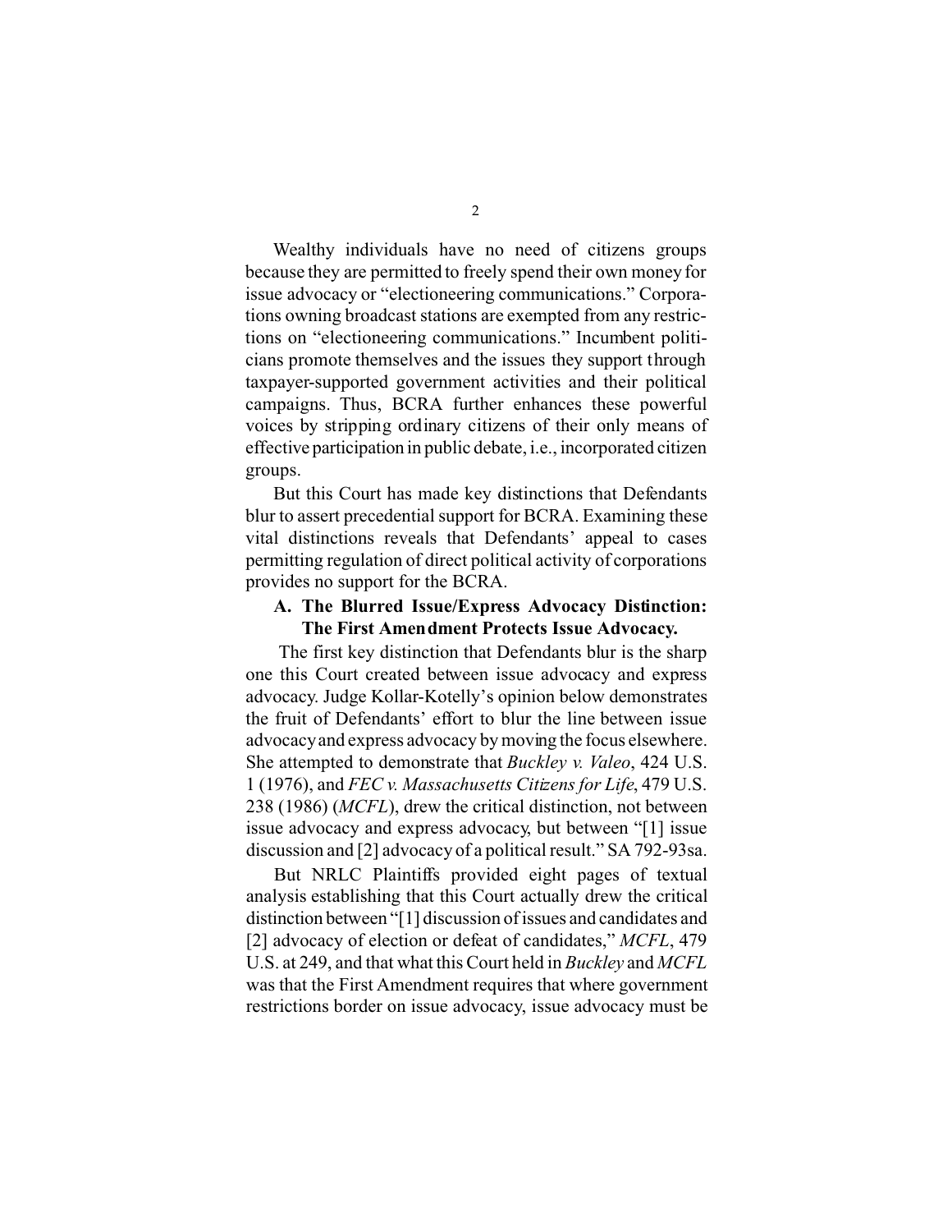Wealthy individuals have no need of citizens groups because they are permitted to freely spend their own money for issue advocacy or "electioneering communications." Corporations owning broadcast stations are exempted from any restrictions on "electioneering communications." Incumbent politicians promote themselves and the issues they support through taxpayer-supported government activities and their political campaigns. Thus, BCRA further enhances these powerful voices by stripping ordinary citizens of their only means of effective participation in public debate, i.e., incorporated citizen groups.

But this Court has made key distinctions that Defendants blur to assert precedential support for BCRA. Examining these vital distinctions reveals that Defendants' appeal to cases permitting regulation of direct political activity of corporations provides no support for the BCRA.

### A. The Blurred Issue/Express Advocacy Distinction: The First Amendment Protects Issue Advocacy.

The first key distinction that Defendants blur is the sharp one this Court created between issue advocacy and express advocacy. Judge Kollar-Kotelly's opinion below demonstrates the fruit of Defendants' effort to blur the line between issue advocacy and express advocacy by moving the focus elsewhere. She attempted to demonstrate that *Buckley v. Valeo*, 424 U.S. 1 (1976), and *FEC v. Massachusetts Citizens for Life*, 479 U.S. 238 (1986) (*MCFL*), drew the critical distinction, not between issue advocacy and express advocacy, but between "[1] issue discussion and [2] advocacy of a political result." SA 792-93sa.

But NRLC Plaintiffs provided eight pages of textual analysis establishing that this Court actually drew the critical distinction between "[1] discussion of issues and candidates and [2] advocacy of election or defeat of candidates," *MCFL*, 479 U.S. at 249, and that what this Court held in *Buckley* and *MCFL* was that the First Amendment requires that where government restrictions border on issue advocacy, issue advocacy must be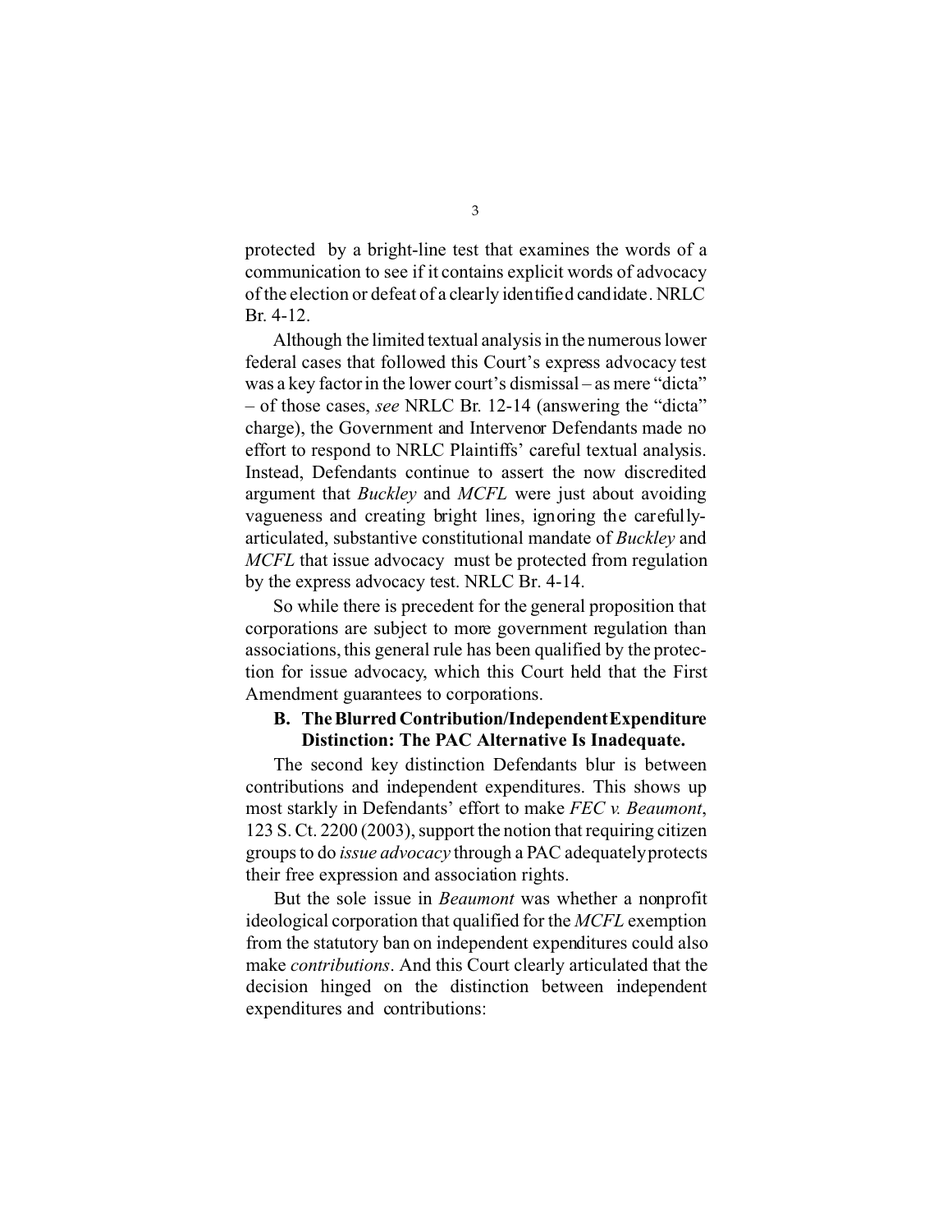protected by a bright-line test that examines the words of a communication to see if it contains explicit words of advocacy of the election or defeat of a clearly identified candidate. NRLC Br. 4-12.

Although the limited textual analysis in the numerous lower federal cases that followed this Court's express advocacy test was a key factor in the lower court's dismissal – as mere "dicta" – of those cases, *see* NRLC Br. 12-14 (answering the "dicta" charge), the Government and Intervenor Defendants made no effort to respond to NRLC Plaintiffs' careful textual analysis. Instead, Defendants continue to assert the now discredited argument that *Buckley* and *MCFL* were just about avoiding vagueness and creating bright lines, ignoring the carefully-articulated, substantive constitutional mandate of *Buckley* and *MCFL* that issue advocacy must be protected from regulation by the express advocacy test. NRLC Br. 4-14.

So while there is precedent for the general proposition that corporations are subject to more government regulation than associations, this general rule has been qualified by the protection for issue advocacy, which this Court held that the First Amendment guarantees to corporations.

### B. The Blurred Contribution/Independent Expenditure Distinction: The PAC Alternative Is Inadequate.

The second key distinction Defendants blur is between contributions and independent expenditures. This shows up most starkly in Defendants' effort to make *FEC v. Beaumont*, 123 S. Ct. 2200 (2003), support the notion that requiring citizen groups to do *issue advocacy* through a PAC adequately protects their free expression and association rights.

But the sole issue in *Beaumont* was whether a nonprofit ideological corporation that qualified for the *MCFL* exemption from the statutory ban on independent expenditures could also make *contributions*. And this Court clearly articulated that the decision hinged on the distinction between independent expenditures and contributions: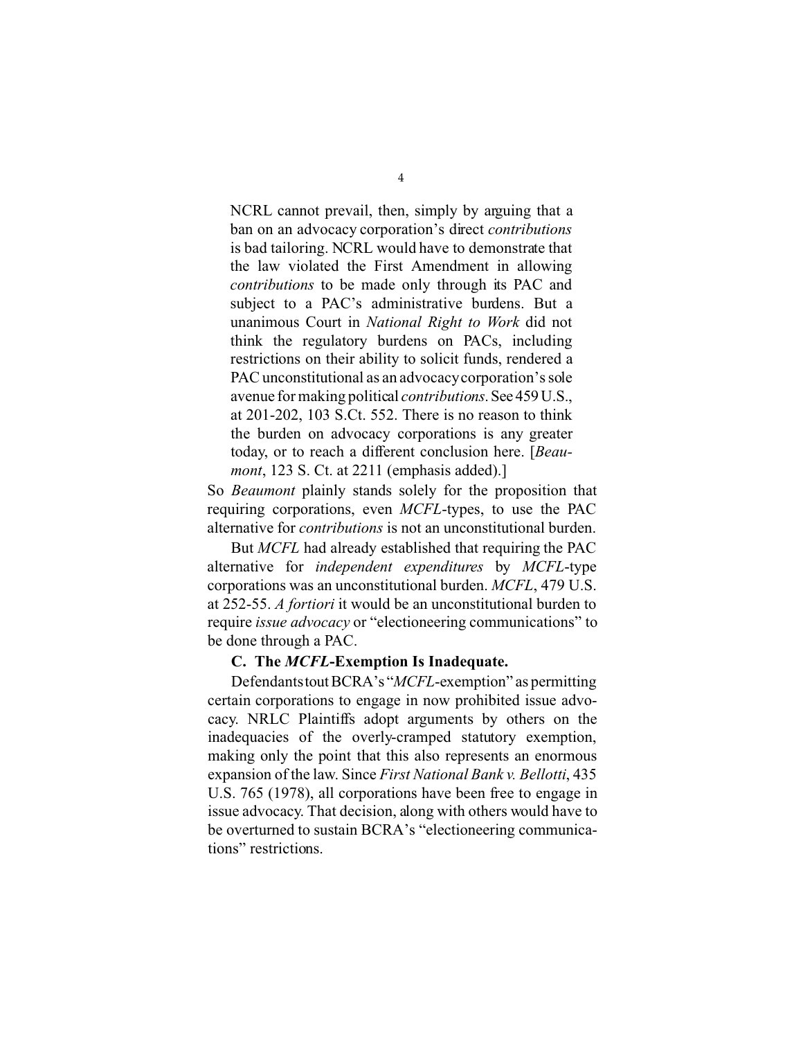> NCRL cannot prevail, then, simply by arguing that a ban on an advocacy corporation's direct *contributions* is bad tailoring. NCRL would have to demonstrate that the law violated the First Amendment in allowing *contributions* to be made only through its PAC and subject to a PAC's administrative burdens. But a unanimous Court in *National Right to Work* did not think the regulatory burdens on PACs, including restrictions on their ability to solicit funds, rendered a PAC unconstitutional as an advocacy corporation's sole avenue for making political *contributions*. See 459 U.S., at 201-202, 103 S.Ct. 552. There is no reason to think the burden on advocacy corporations is any greater today, or to reach a different conclusion here. [*Beaumont*, 123 S. Ct. at 2211 (emphasis added).]

So *Beaumont* plainly stands solely for the proposition that requiring corporations, even *MCFL*-types, to use the PAC alternative for *contributions* is not an unconstitutional burden.

But *MCFL* had already established that requiring the PAC alternative for *independent expenditures* by *MCFL*-type corporations was an unconstitutional burden. *MCFL*, 479 U.S. at 252-55. *A fortiori* it would be an unconstitutional burden to require *issue advocacy* or "electioneering communications" to be done through a PAC.

### C. The *MCFL*-Exemption Is Inadequate.

Defendants tout BCRA's "*MCFL*-exemption" as permitting certain corporations to engage in now prohibited issue advocacy. NRLC Plaintiffs adopt arguments by others on the inadequacies of the overly-cramped statutory exemption, making only the point that this also represents an enormous expansion of the law. Since *First National Bank v. Bellotti*, 435 U.S. 765 (1978), all corporations have been free to engage in issue advocacy. That decision, along with others would have to be overturned to sustain BCRA's "electioneering communications" restrictions.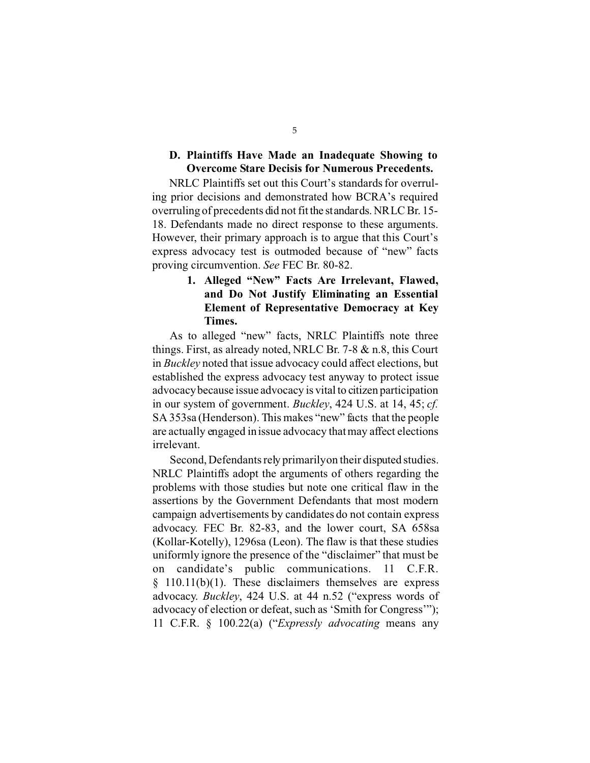### D. Plaintiffs Have Made an Inadequate Showing to Overcome Stare Decisis for Numerous Precedents.

NRLC Plaintiffs set out this Court's standards for overruling prior decisions and demonstrated how BCRA's required overruling of precedents did not fit the standards. NRLC Br. 15-18. Defendants made no direct response to these arguments. However, their primary approach is to argue that this Court's express advocacy test is outmoded because of "new" facts proving circumvention. *See* FEC Br. 80-82.

#### 1. Alleged "New" Facts Are Irrelevant, Flawed, and Do Not Justify Eliminating an Essential Element of Representative Democracy at Key Times.

As to alleged "new" facts, NRLC Plaintiffs note three things. First, as already noted, NRLC Br. 7-8 & n.8, this Court in *Buckley* noted that issue advocacy could affect elections, but established the express advocacy test anyway to protect issue advocacy because issue advocacy is vital to citizen participation in our system of government. *Buckley*, 424 U.S. at 14, 45; *cf.* SA 353sa (Henderson). This makes "new" facts that the people are actually engaged in issue advocacy that may affect elections irrelevant.

Second, Defendants rely primarily on their disputed studies. NRLC Plaintiffs adopt the arguments of others regarding the problems with those studies but note one critical flaw in the assertions by the Government Defendants that most modern campaign advertisements by candidates do not contain express advocacy. FEC Br. 82-83, and the lower court, SA 658sa (Kollar-Kotelly), 1296sa (Leon). The flaw is that these studies uniformly ignore the presence of the "disclaimer" that must be on candidate's public communications. 11 C.F.R. § 110.11(b)(1). These disclaimers themselves are express advocacy. *Buckley*, 424 U.S. at 44 n.52 ("express words of advocacy of election or defeat, such as 'Smith for Congress'"); 11 C.F.R. § 100.22(a) ("*Expressly advocating* means any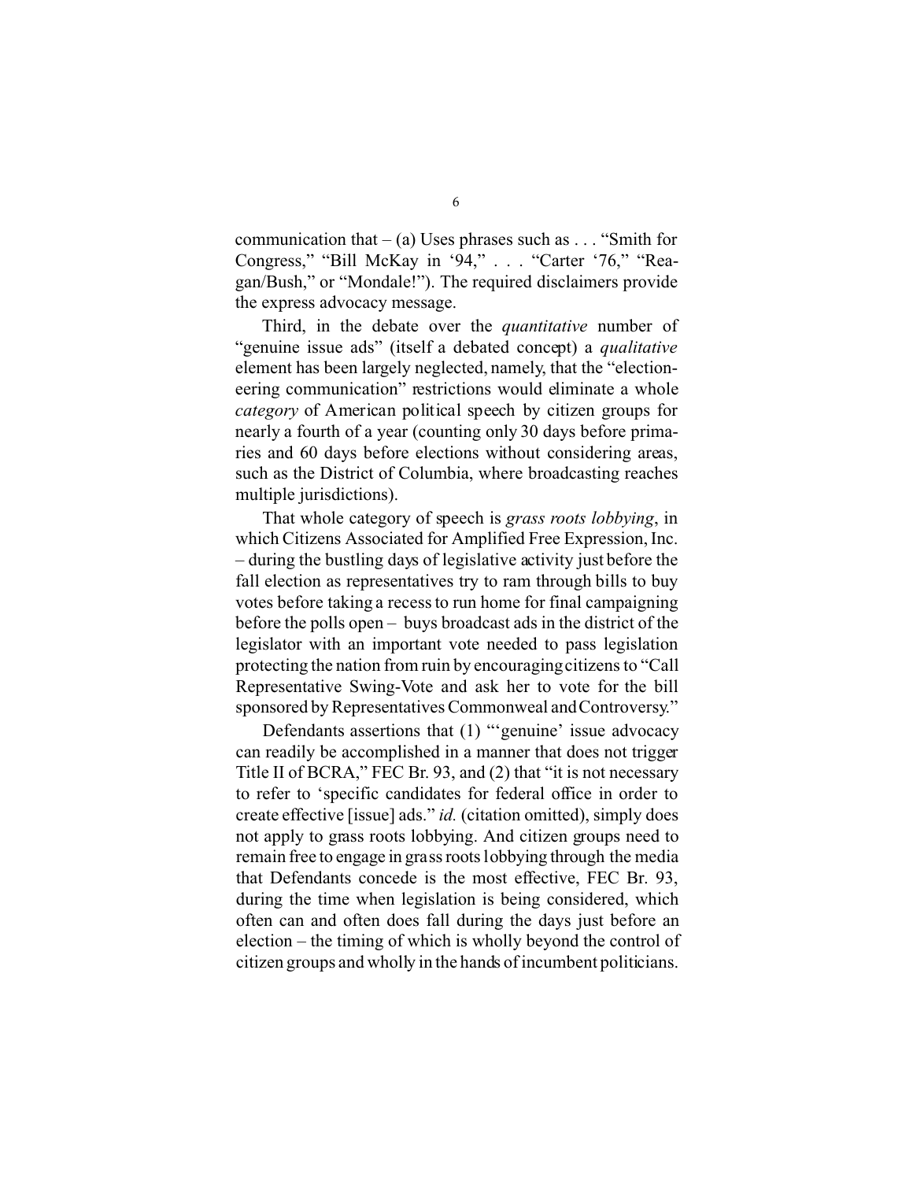communication that – (a) Uses phrases such as . . . "Smith for Congress," "Bill McKay in '94," . . . "Carter '76," "Reagan/Bush," or "Mondale!"). The required disclaimers provide the express advocacy message.

Third, in the debate over the *quantitative* number of "genuine issue ads" (itself a debated concept) a *qualitative* element has been largely neglected, namely, that the "electioneering communication" restrictions would eliminate a whole *category* of American political speech by citizen groups for nearly a fourth of a year (counting only 30 days before primaries and 60 days before elections without considering areas, such as the District of Columbia, where broadcasting reaches multiple jurisdictions).

That whole category of speech is *grass roots lobbying*, in which Citizens Associated for Amplified Free Expression, Inc. – during the bustling days of legislative activity just before the fall election as representatives try to ram through bills to buy votes before taking a recess to run home for final campaigning before the polls open – buys broadcast ads in the district of the legislator with an important vote needed to pass legislation protecting the nation from ruin by encouraging citizens to "Call Representative Swing-Vote and ask her to vote for the bill sponsored by Representatives Commonweal and Controversy."

Defendants assertions that (1) "'genuine' issue advocacy can readily be accomplished in a manner that does not trigger Title II of BCRA," FEC Br. 93, and (2) that "it is not necessary to refer to 'specific candidates for federal office in order to create effective [issue] ads." *id.* (citation omitted), simply does not apply to grass roots lobbying. And citizen groups need to remain free to engage in grass roots lobbying through the media that Defendants concede is the most effective, FEC Br. 93, during the time when legislation is being considered, which often can and often does fall during the days just before an election – the timing of which is wholly beyond the control of citizen groups and wholly in the hands of incumbent politicians.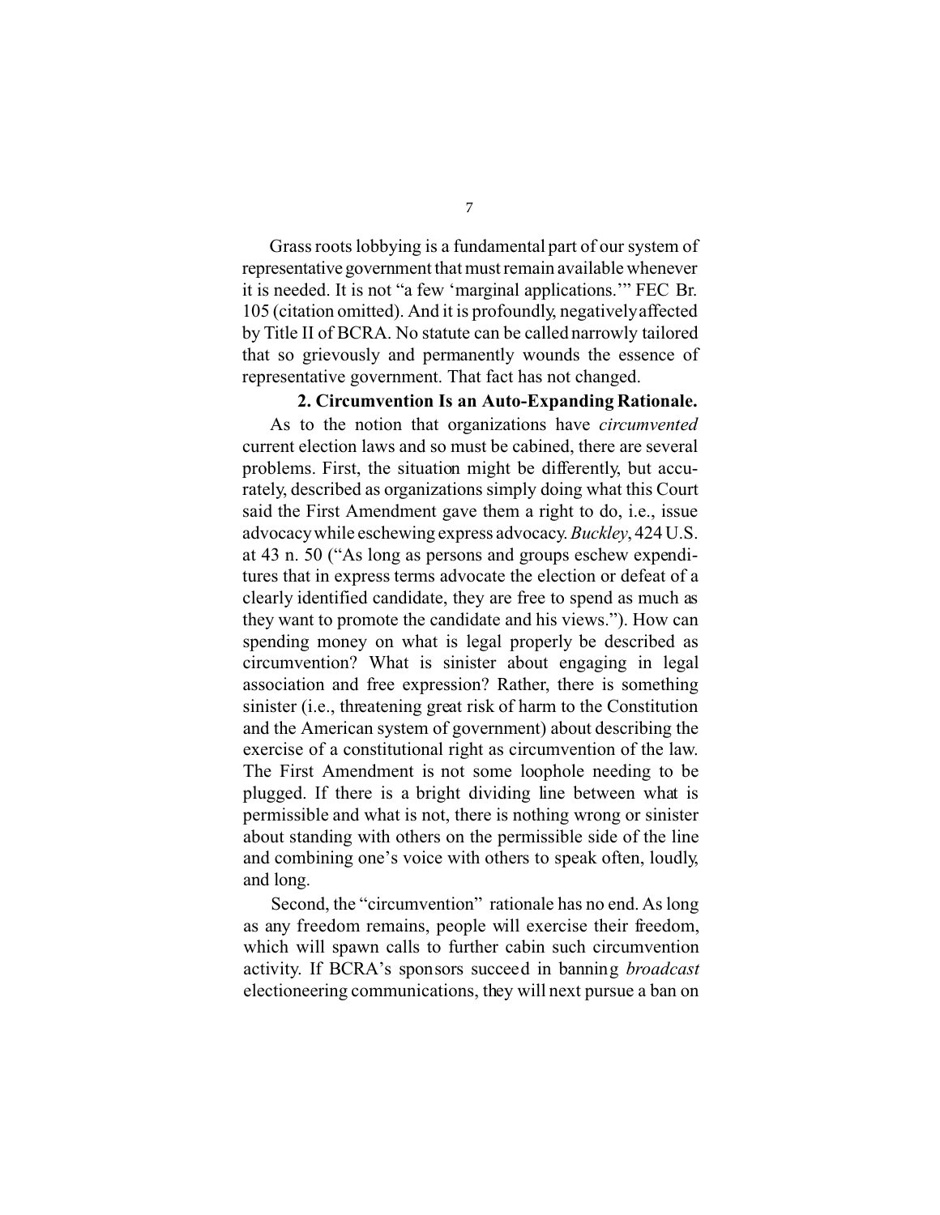Grass roots lobbying is a fundamental part of our system of representative government that must remain available whenever it is needed. It is not "a few 'marginal applications.'" FEC Br. 105 (citation omitted). And it is profoundly, negatively affected by Title II of BCRA. No statute can be called narrowly tailored that so grievously and permanently wounds the essence of representative government. That fact has not changed.

**2. Circumvention Is an Auto-Expanding Rationale.**

As to the notion that organizations have *circumvented* current election laws and so must be cabined, there are several problems. First, the situation might be differently, but accurately, described as organizations simply doing what this Court said the First Amendment gave them a right to do, i.e., issue advocacy while eschewing express advocacy. *Buckley*, 424 U.S. at 43 n. 50 ("As long as persons and groups eschew expenditures that in express terms advocate the election or defeat of a clearly identified candidate, they are free to spend as much as they want to promote the candidate and his views."). How can spending money on what is legal properly be described as circumvention? What is sinister about engaging in legal association and free expression? Rather, there is something sinister (i.e., threatening great risk of harm to the Constitution and the American system of government) about describing the exercise of a constitutional right as circumvention of the law. The First Amendment is not some loophole needing to be plugged. If there is a bright dividing line between what is permissible and what is not, there is nothing wrong or sinister about standing with others on the permissible side of the line and combining one's voice with others to speak often, loudly, and long.

Second, the "circumvention" rationale has no end. As long as any freedom remains, people will exercise their freedom, which will spawn calls to further cabin such circumvention activity. If BCRA's sponsors succeed in banning *broadcast* electioneering communications, they will next pursue a ban on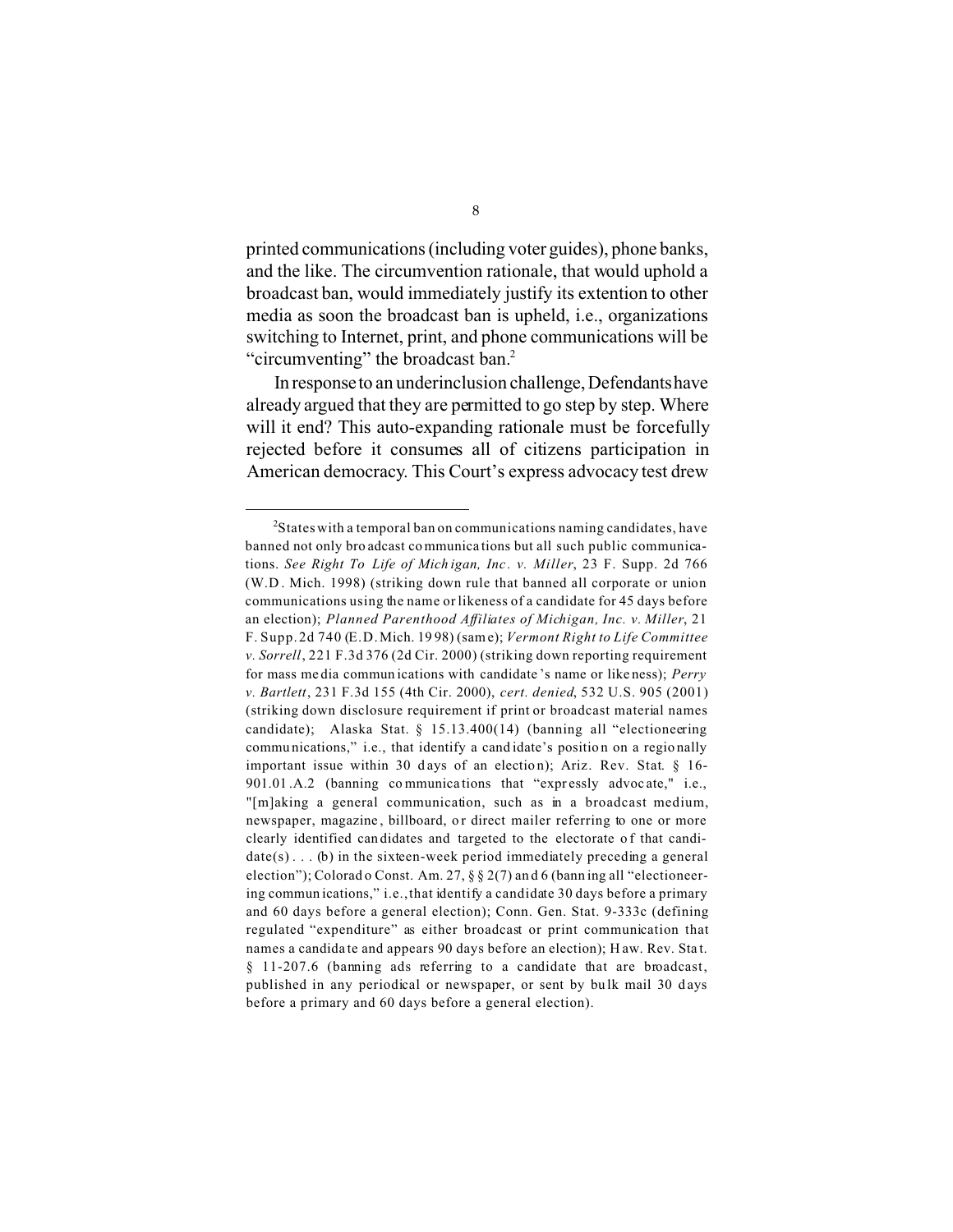printed communications (including voter guides), phone banks, and the like. The circumvention rationale, that would uphold a broadcast ban, would immediately justify its extention to other media as soon the broadcast ban is upheld, i.e., organizations switching to Internet, print, and phone communications will be "circumventing" the broadcast ban.[2]

In response to an underinclusion challenge, Defendants have already argued that they are permitted to go step by step. Where will it end? This auto-expanding rationale must be forcefully rejected before it consumes all of citizens participation in American democracy. This Court's express advocacy test drew

---

[2]States with a temporal ban on communications naming candidates, have banned not only broadcast communications but all such public communications. *See Right To Life of Michigan, Inc. v. Miller*, 23 F. Supp. 2d 766 (W.D. Mich. 1998) (striking down rule that banned all corporate or union communications using the name or likeness of a candidate for 45 days before an election); *Planned Parenthood Affiliates of Michigan, Inc. v. Miller*, 21 F. Supp. 2d 740 (E.D. Mich. 1998) (same); *Vermont Right to Life Committee v. Sorrell*, 221 F.3d 376 (2d Cir. 2000) (striking down reporting requirement for mass media communications with candidate's name or likeness); *Perry v. Bartlett*, 231 F.3d 155 (4th Cir. 2000), *cert. denied*, 532 U.S. 905 (2001) (striking down disclosure requirement if print or broadcast material names candidate); Alaska Stat. § 15.13.400(14) (banning all "electioneering communications," i.e., that identify a candidate's position on a regionally important issue within 30 days of an election); Ariz. Rev. Stat. § 16-901.01.A.2 (banning communications that "expressly advocate," i.e., "[m]aking a general communication, such as in a broadcast medium, newspaper, magazine, billboard, or direct mailer referring to one or more clearly identified candidates and targeted to the electorate of that candidate(s) . . . (b) in the sixteen-week period immediately preceding a general election"); Colorado Const. Am. 27, §§ 2(7) and 6 (banning all "electioneering communications," i.e., that identify a candidate 30 days before a primary and 60 days before a general election); Conn. Gen. Stat. 9-333c (defining regulated "expenditure" as either broadcast or print communication that names a candidate and appears 90 days before an election); Haw. Rev. Stat. § 11-207.6 (banning ads referring to a candidate that are broadcast, published in any periodical or newspaper, or sent by bulk mail 30 days before a primary and 60 days before a general election).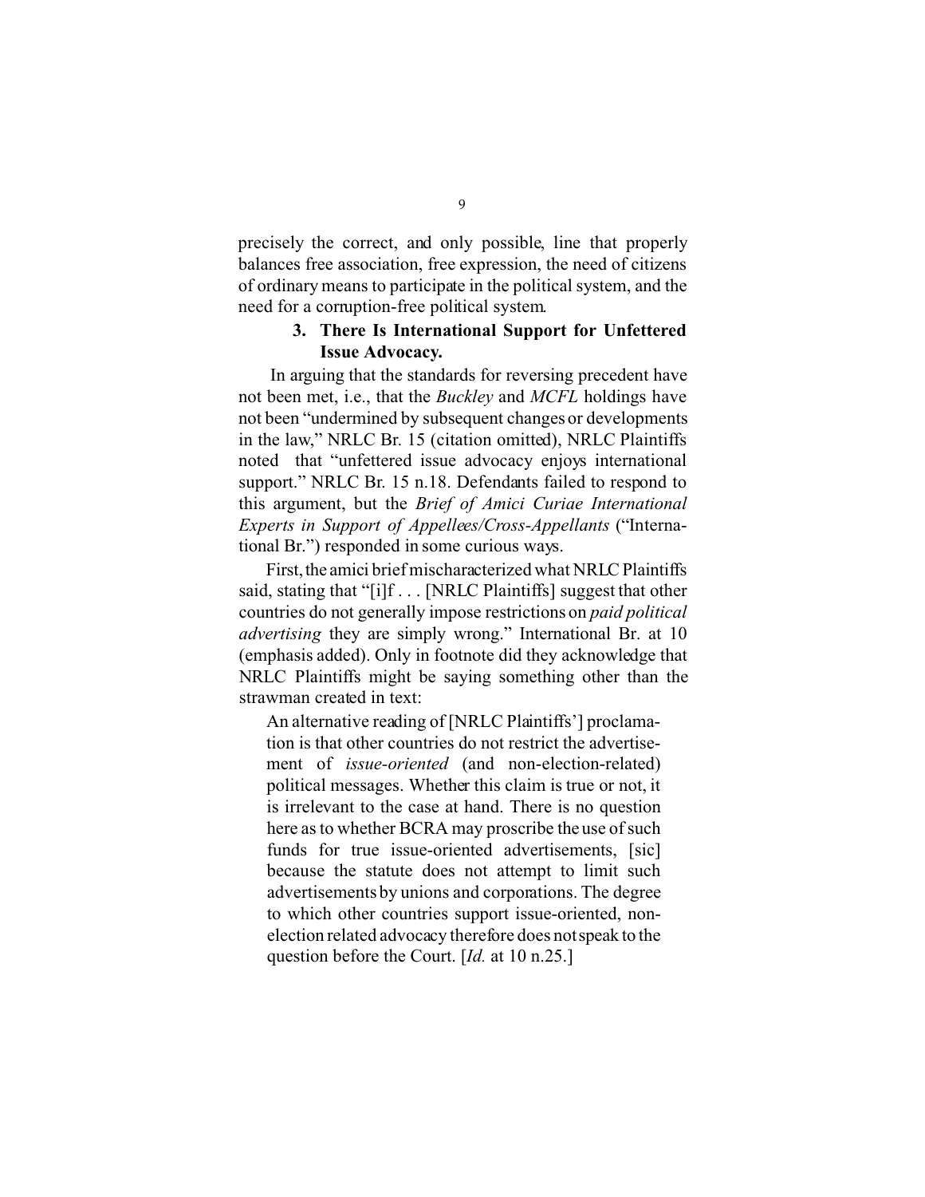precisely the correct, and only possible, line that properly balances free association, free expression, the need of citizens of ordinary means to participate in the political system, and the need for a corruption-free political system.

### 3. There Is International Support for Unfettered Issue Advocacy.

In arguing that the standards for reversing precedent have not been met, i.e., that the *Buckley* and *MCFL* holdings have not been "undermined by subsequent changes or developments in the law," NRLC Br. 15 (citation omitted), NRLC Plaintiffs noted that "unfettered issue advocacy enjoys international support." NRLC Br. 15 n.18. Defendants failed to respond to this argument, but the *Brief of Amici Curiae International Experts in Support of Appellees/Cross-Appellants* ("International Br.") responded in some curious ways.

First, the amici brief mischaracterized what NRLC Plaintiffs said, stating that "[i]f . . . [NRLC Plaintiffs] suggest that other countries do not generally impose restrictions on *paid political advertising* they are simply wrong." International Br. at 10 (emphasis added). Only in footnote did they acknowledge that NRLC Plaintiffs might be saying something other than the strawman created in text:

> An alternative reading of [NRLC Plaintiffs'] proclamation is that other countries do not restrict the advertisement of *issue-oriented* (and non-election-related) political messages. Whether this claim is true or not, it is irrelevant to the case at hand. There is no question here as to whether BCRA may proscribe the use of such funds for true issue-oriented advertisements, [sic] because the statute does not attempt to limit such advertisements by unions and corporations. The degree to which other countries support issue-oriented, non-election related advocacy therefore does not speak to the question before the Court. [*Id.* at 10 n.25.]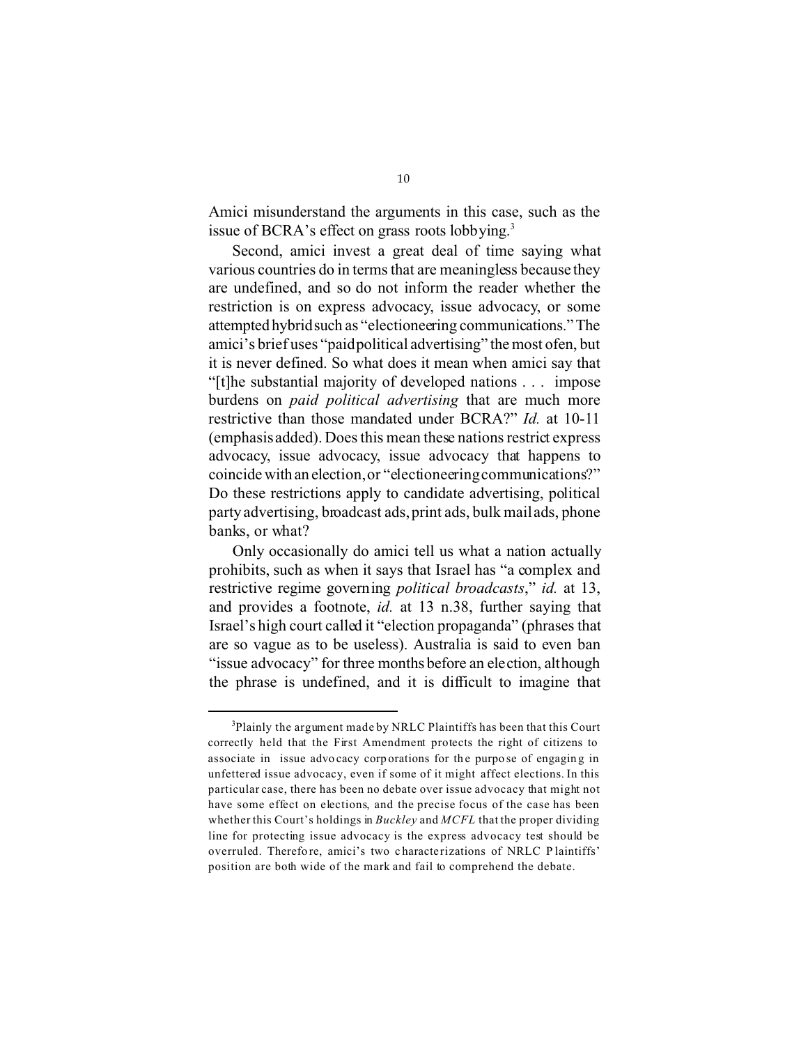Amici misunderstand the arguments in this case, such as the issue of BCRA's effect on grass roots lobbying.[3]

Second, amici invest a great deal of time saying what various countries do in terms that are meaningless because they are undefined, and so do not inform the reader whether the restriction is on express advocacy, issue advocacy, or some attempted hybrid such as "electioneering communications." The amici's brief uses "paid political advertising" the most ofen, but it is never defined. So what does it mean when amici say that "[t]he substantial majority of developed nations . . . impose burdens on *paid political advertising* that are much more restrictive than those mandated under BCRA?" *Id.* at 10-11 (emphasis added). Does this mean these nations restrict express advocacy, issue advocacy, issue advocacy that happens to coincide with an election, or "electioneering communications?" Do these restrictions apply to candidate advertising, political party advertising, broadcast ads, print ads, bulk mail ads, phone banks, or what?

Only occasionally do amici tell us what a nation actually prohibits, such as when it says that Israel has "a complex and restrictive regime governing *political broadcasts*," *id.* at 13, and provides a footnote, *id.* at 13 n.38, further saying that Israel's high court called it "election propaganda" (phrases that are so vague as to be useless). Australia is said to even ban "issue advocacy" for three months before an election, although the phrase is undefined, and it is difficult to imagine that

---

[3] Plainly the argument made by NRLC Plaintiffs has been that this Court correctly held that the First Amendment protects the right of citizens to associate in issue advocacy corporations for the purpose of engaging in unfettered issue advocacy, even if some of it might affect elections. In this particular case, there has been no debate over issue advocacy that might not have some effect on elections, and the precise focus of the case has been whether this Court's holdings in *Buckley* and *MCFL* that the proper dividing line for protecting issue advocacy is the express advocacy test should be overruled. Therefore, amici's two characterizations of NRLC Plaintiffs' position are both wide of the mark and fail to comprehend the debate.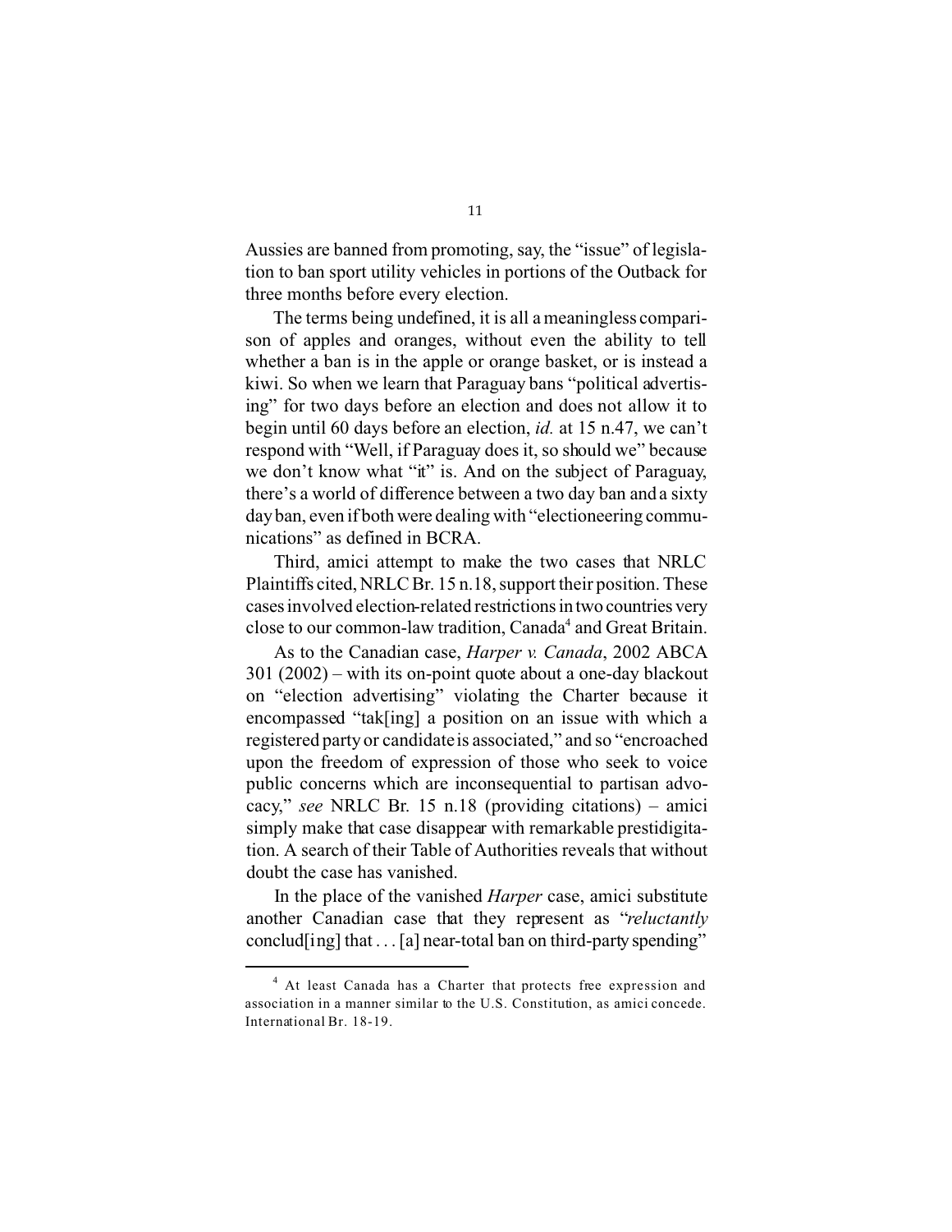Aussies are banned from promoting, say, the "issue" of legislation to ban sport utility vehicles in portions of the Outback for three months before every election.

The terms being undefined, it is all a meaningless comparison of apples and oranges, without even the ability to tell whether a ban is in the apple or orange basket, or is instead a kiwi. So when we learn that Paraguay bans "political advertising" for two days before an election and does not allow it to begin until 60 days before an election, *id.* at 15 n.47, we can't respond with "Well, if Paraguay does it, so should we" because we don't know what "it" is. And on the subject of Paraguay, there's a world of difference between a two day ban and a sixty day ban, even if both were dealing with "electioneering communications" as defined in BCRA.

Third, amici attempt to make the two cases that NRLC Plaintiffs cited, NRLC Br. 15 n.18, support their position. These cases involved election-related restrictions in two countries very close to our common-law tradition, Canada[4] and Great Britain.

As to the Canadian case, *Harper v. Canada*, 2002 ABCA 301 (2002) – with its on-point quote about a one-day blackout on "election advertising" violating the Charter because it encompassed "tak[ing] a position on an issue with which a registered party or candidate is associated," and so "encroached upon the freedom of expression of those who seek to voice public concerns which are inconsequential to partisan advocacy," *see* NRLC Br. 15 n.18 (providing citations) – amici simply make that case disappear with remarkable prestidigitation. A search of their Table of Authorities reveals that without doubt the case has vanished.

In the place of the vanished *Harper* case, amici substitute another Canadian case that they represent as "*reluctantly* conclud[ing] that . . . [a] near-total ban on third-party spending"

[4] At least Canada has a Charter that protects free expression and association in a manner similar to the U.S. Constitution, as amici concede. International Br. 18-19.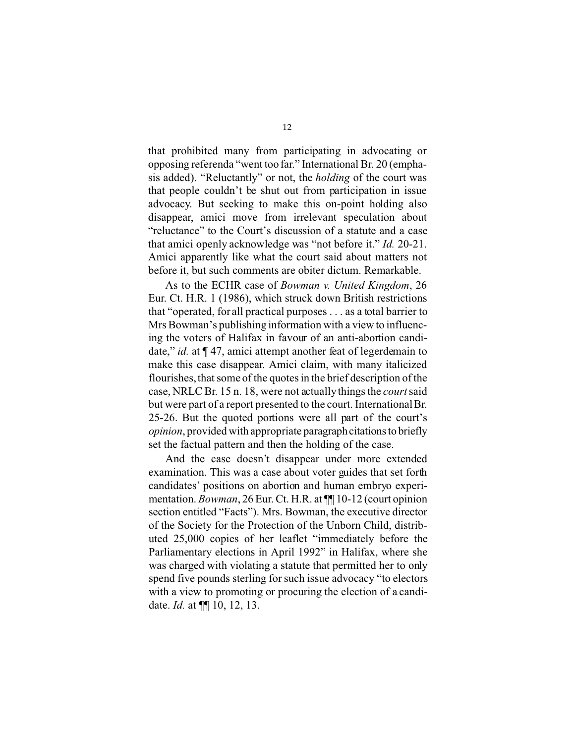that prohibited many from participating in advocating or opposing referenda "went too far." International Br. 20 (emphasis added). "Reluctantly" or not, the *holding* of the court was that people couldn't be shut out from participation in issue advocacy. But seeking to make this on-point holding also disappear, amici move from irrelevant speculation about "reluctance" to the Court's discussion of a statute and a case that amici openly acknowledge was "not before it." *Id.* 20-21. Amici apparently like what the court said about matters not before it, but such comments are obiter dictum. Remarkable.

As to the ECHR case of *Bowman v. United Kingdom*, 26 Eur. Ct. H.R. 1 (1986), which struck down British restrictions that "operated, for all practical purposes . . . as a total barrier to Mrs Bowman's publishing information with a view to influencing the voters of Halifax in favour of an anti-abortion candidate," *id.* at ¶ 47, amici attempt another feat of legerdemain to make this case disappear. Amici claim, with many italicized flourishes, that some of the quotes in the brief description of the case, NRLC Br. 15 n. 18, were not actually things the *court* said but were part of a report presented to the court. International Br. 25-26. But the quoted portions were all part of the court's *opinion*, provided with appropriate paragraph citations to briefly set the factual pattern and then the holding of the case.

And the case doesn't disappear under more extended examination. This was a case about voter guides that set forth candidates' positions on abortion and human embryo experimentation. *Bowman*, 26 Eur. Ct. H.R. at ¶¶ 10-12 (court opinion section entitled "Facts"). Mrs. Bowman, the executive director of the Society for the Protection of the Unborn Child, distributed 25,000 copies of her leaflet "immediately before the Parliamentary elections in April 1992" in Halifax, where she was charged with violating a statute that permitted her to only spend five pounds sterling for such issue advocacy "to electors with a view to promoting or procuring the election of a candidate. *Id.* at ¶¶ 10, 12, 13.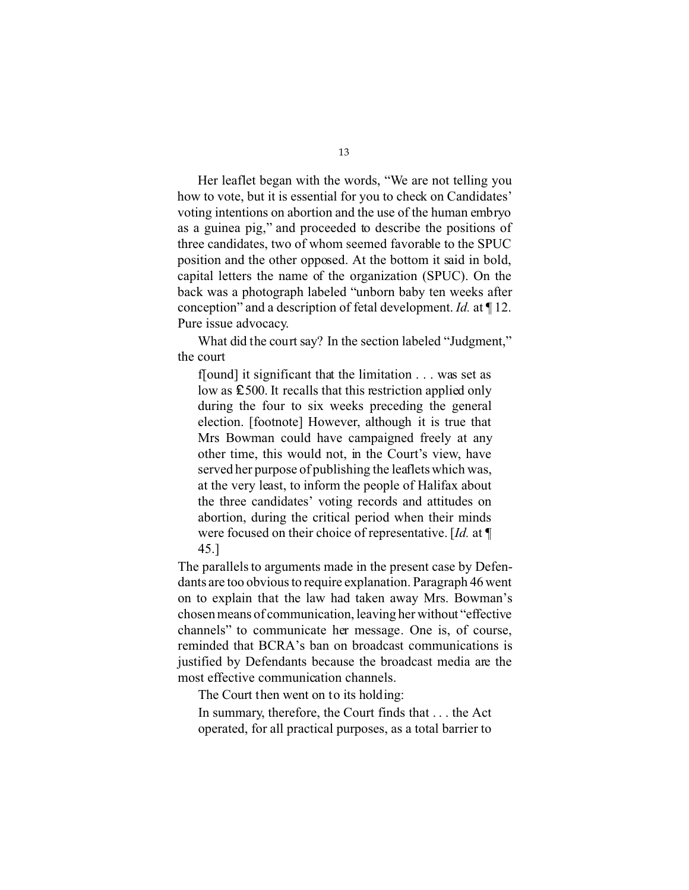Her leaflet began with the words, "We are not telling you how to vote, but it is essential for you to check on Candidates' voting intentions on abortion and the use of the human embryo as a guinea pig," and proceeded to describe the positions of three candidates, two of whom seemed favorable to the SPUC position and the other opposed. At the bottom it said in bold, capital letters the name of the organization (SPUC). On the back was a photograph labeled "unborn baby ten weeks after conception" and a description of fetal development. *Id.* at ¶ 12. Pure issue advocacy.

What did the court say? In the section labeled "Judgment," the court

> f[ound] it significant that the limitation . . . was set as low as £500. It recalls that this restriction applied only during the four to six weeks preceding the general election. [footnote] However, although it is true that Mrs Bowman could have campaigned freely at any other time, this would not, in the Court's view, have served her purpose of publishing the leaflets which was, at the very least, to inform the people of Halifax about the three candidates' voting records and attitudes on abortion, during the critical period when their minds were focused on their choice of representative. [*Id.* at ¶ 45.]

The parallels to arguments made in the present case by Defendants are too obvious to require explanation. Paragraph 46 went on to explain that the law had taken away Mrs. Bowman's chosen means of communication, leaving her without "effective channels" to communicate her message. One is, of course, reminded that BCRA's ban on broadcast communications is justified by Defendants because the broadcast media are the most effective communication channels.

The Court then went on to its holding:

> In summary, therefore, the Court finds that . . . the Act operated, for all practical purposes, as a total barrier to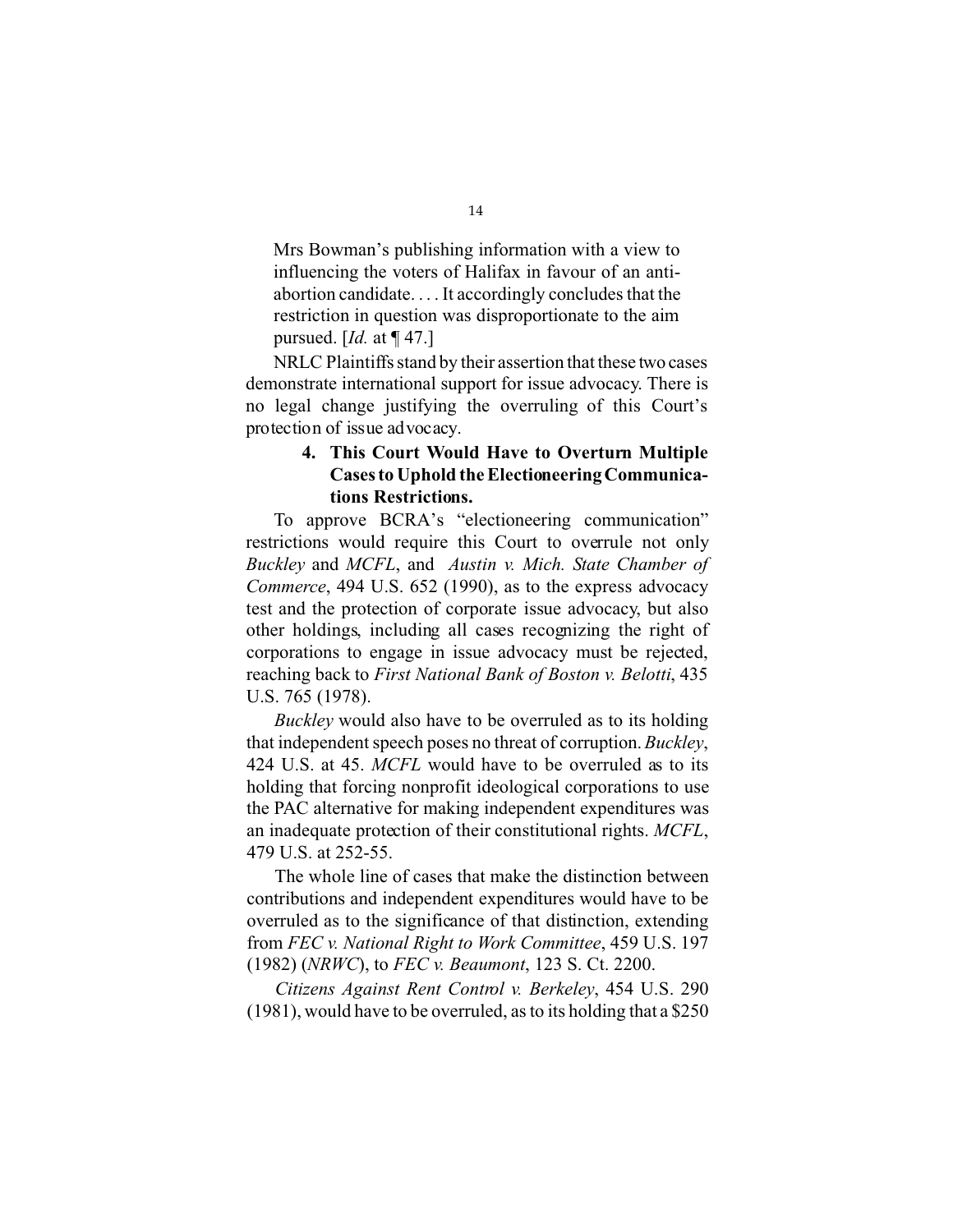> Mrs Bowman's publishing information with a view to influencing the voters of Halifax in favour of an anti-abortion candidate. . . . It accordingly concludes that the restriction in question was disproportionate to the aim pursued. [*Id.* at ¶ 47.]

NRLC Plaintiffs stand by their assertion that these two cases demonstrate international support for issue advocacy. There is no legal change justifying the overruling of this Court's protection of issue advocacy.

#### 4. This Court Would Have to Overturn Multiple Cases to Uphold the Electioneering Communications Restrictions.

To approve BCRA's "electioneering communication" restrictions would require this Court to overrule not only *Buckley* and *MCFL*, and *Austin v. Mich. State Chamber of Commerce*, 494 U.S. 652 (1990), as to the express advocacy test and the protection of corporate issue advocacy, but also other holdings, including all cases recognizing the right of corporations to engage in issue advocacy must be rejected, reaching back to *First National Bank of Boston v. Belotti*, 435 U.S. 765 (1978).

*Buckley* would also have to be overruled as to its holding that independent speech poses no threat of corruption. *Buckley*, 424 U.S. at 45. *MCFL* would have to be overruled as to its holding that forcing nonprofit ideological corporations to use the PAC alternative for making independent expenditures was an inadequate protection of their constitutional rights. *MCFL*, 479 U.S. at 252-55.

The whole line of cases that make the distinction between contributions and independent expenditures would have to be overruled as to the significance of that distinction, extending from *FEC v. National Right to Work Committee*, 459 U.S. 197 (1982) (*NRWC*), to *FEC v. Beaumont*, 123 S. Ct. 2200.

*Citizens Against Rent Control v. Berkeley*, 454 U.S. 290 (1981), would have to be overruled, as to its holding that a $250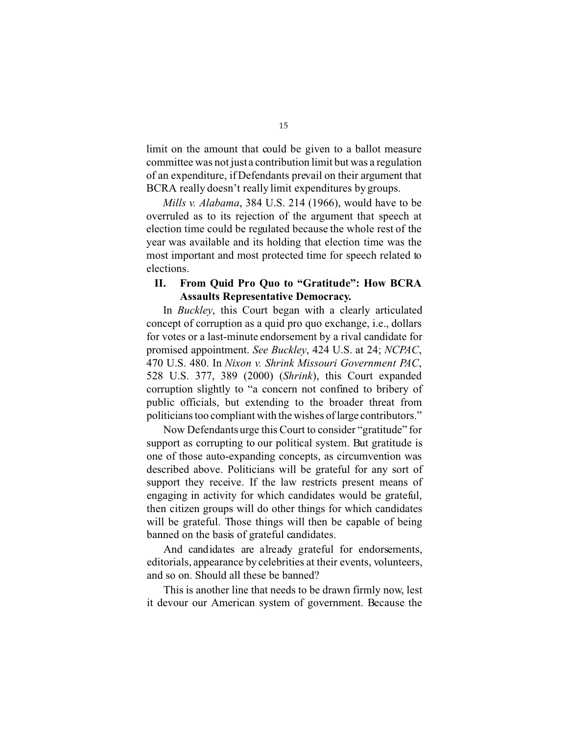limit on the amount that could be given to a ballot measure committee was not just a contribution limit but was a regulation of an expenditure, if Defendants prevail on their argument that BCRA really doesn't really limit expenditures by groups.

*Mills v. Alabama*, 384 U.S. 214 (1966), would have to be overruled as to its rejection of the argument that speech at election time could be regulated because the whole rest of the year was available and its holding that election time was the most important and most protected time for speech related to elections.

## II. From Quid Pro Quo to "Gratitude": How BCRA Assaults Representative Democracy.

In *Buckley*, this Court began with a clearly articulated concept of corruption as a quid pro quo exchange, i.e., dollars for votes or a last-minute endorsement by a rival candidate for promised appointment. *See Buckley*, 424 U.S. at 24; *NCPAC*, 470 U.S. 480. In *Nixon v. Shrink Missouri Government PAC*, 528 U.S. 377, 389 (2000) (*Shrink*), this Court expanded corruption slightly to "a concern not confined to bribery of public officials, but extending to the broader threat from politicians too compliant with the wishes of large contributors."

Now Defendants urge this Court to consider "gratitude" for support as corrupting to our political system. But gratitude is one of those auto-expanding concepts, as circumvention was described above. Politicians will be grateful for any sort of support they receive. If the law restricts present means of engaging in activity for which candidates would be grateful, then citizen groups will do other things for which candidates will be grateful. Those things will then be capable of being banned on the basis of grateful candidates.

And candidates are already grateful for endorsements, editorials, appearance by celebrities at their events, volunteers, and so on. Should all these be banned?

This is another line that needs to be drawn firmly now, lest it devour our American system of government. Because the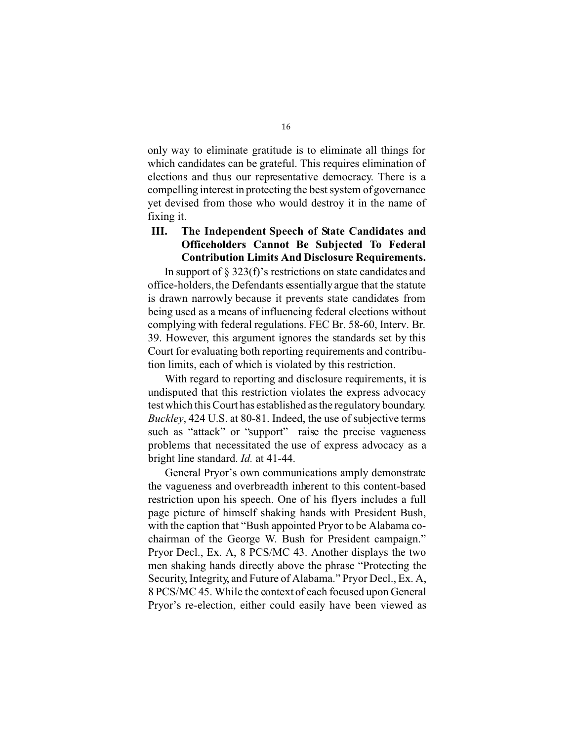only way to eliminate gratitude is to eliminate all things for which candidates can be grateful. This requires elimination of elections and thus our representative democracy. There is a compelling interest in protecting the best system of governance yet devised from those who would destroy it in the name of fixing it.

## III. The Independent Speech of State Candidates and Officeholders Cannot Be Subjected To Federal Contribution Limits And Disclosure Requirements.

In support of § 323(f)'s restrictions on state candidates and office-holders, the Defendants essentially argue that the statute is drawn narrowly because it prevents state candidates from being used as a means of influencing federal elections without complying with federal regulations. FEC Br. 58-60, Interv. Br. 39. However, this argument ignores the standards set by this Court for evaluating both reporting requirements and contribution limits, each of which is violated by this restriction.

With regard to reporting and disclosure requirements, it is undisputed that this restriction violates the express advocacy test which this Court has established as the regulatory boundary. *Buckley*, 424 U.S. at 80-81. Indeed, the use of subjective terms such as "attack" or "support" raise the precise vagueness problems that necessitated the use of express advocacy as a bright line standard. *Id.* at 41-44.

General Pryor's own communications amply demonstrate the vagueness and overbreadth inherent to this content-based restriction upon his speech. One of his flyers includes a full page picture of himself shaking hands with President Bush, with the caption that "Bush appointed Pryor to be Alabama co-chairman of the George W. Bush for President campaign." Pryor Decl., Ex. A, 8 PCS/MC 43. Another displays the two men shaking hands directly above the phrase "Protecting the Security, Integrity, and Future of Alabama." Pryor Decl., Ex. A, 8 PCS/MC 45. While the context of each focused upon General Pryor's re-election, either could easily have been viewed as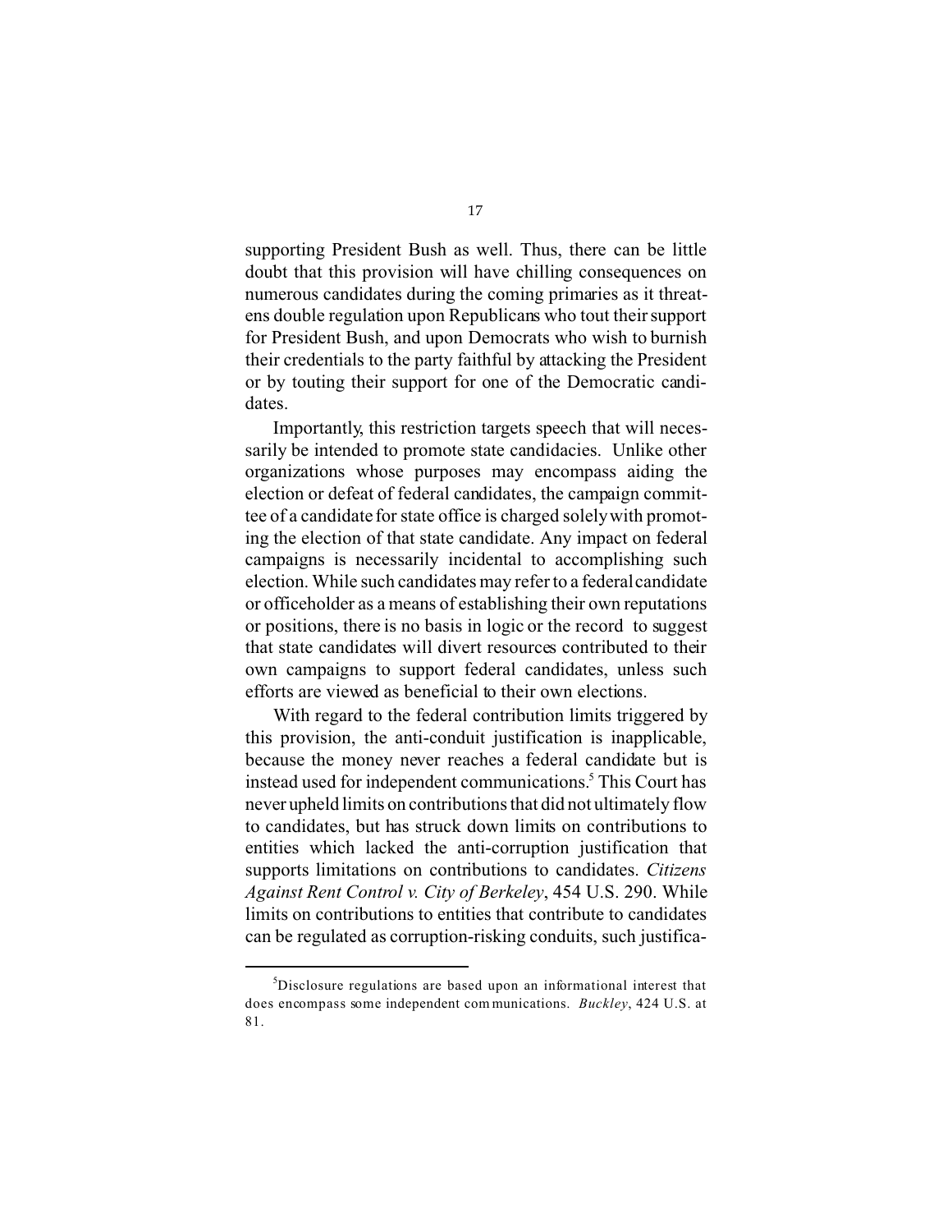supporting President Bush as well. Thus, there can be little doubt that this provision will have chilling consequences on numerous candidates during the coming primaries as it threatens double regulation upon Republicans who tout their support for President Bush, and upon Democrats who wish to burnish their credentials to the party faithful by attacking the President or by touting their support for one of the Democratic candidates.

Importantly, this restriction targets speech that will necessarily be intended to promote state candidacies. Unlike other organizations whose purposes may encompass aiding the election or defeat of federal candidates, the campaign committee of a candidate for state office is charged solely with promoting the election of that state candidate. Any impact on federal campaigns is necessarily incidental to accomplishing such election. While such candidates may refer to a federal candidate or officeholder as a means of establishing their own reputations or positions, there is no basis in logic or the record to suggest that state candidates will divert resources contributed to their own campaigns to support federal candidates, unless such efforts are viewed as beneficial to their own elections.

With regard to the federal contribution limits triggered by this provision, the anti-conduit justification is inapplicable, because the money never reaches a federal candidate but is instead used for independent communications.[5] This Court has never upheld limits on contributions that did not ultimately flow to candidates, but has struck down limits on contributions to entities which lacked the anti-corruption justification that supports limitations on contributions to candidates. *Citizens Against Rent Control v. City of Berkeley*, 454 U.S. 290. While limits on contributions to entities that contribute to candidates can be regulated as corruption-risking conduits, such justifica-

[5]Disclosure regulations are based upon an informational interest that does encompass some independent communications. *Buckley*, 424 U.S. at 81.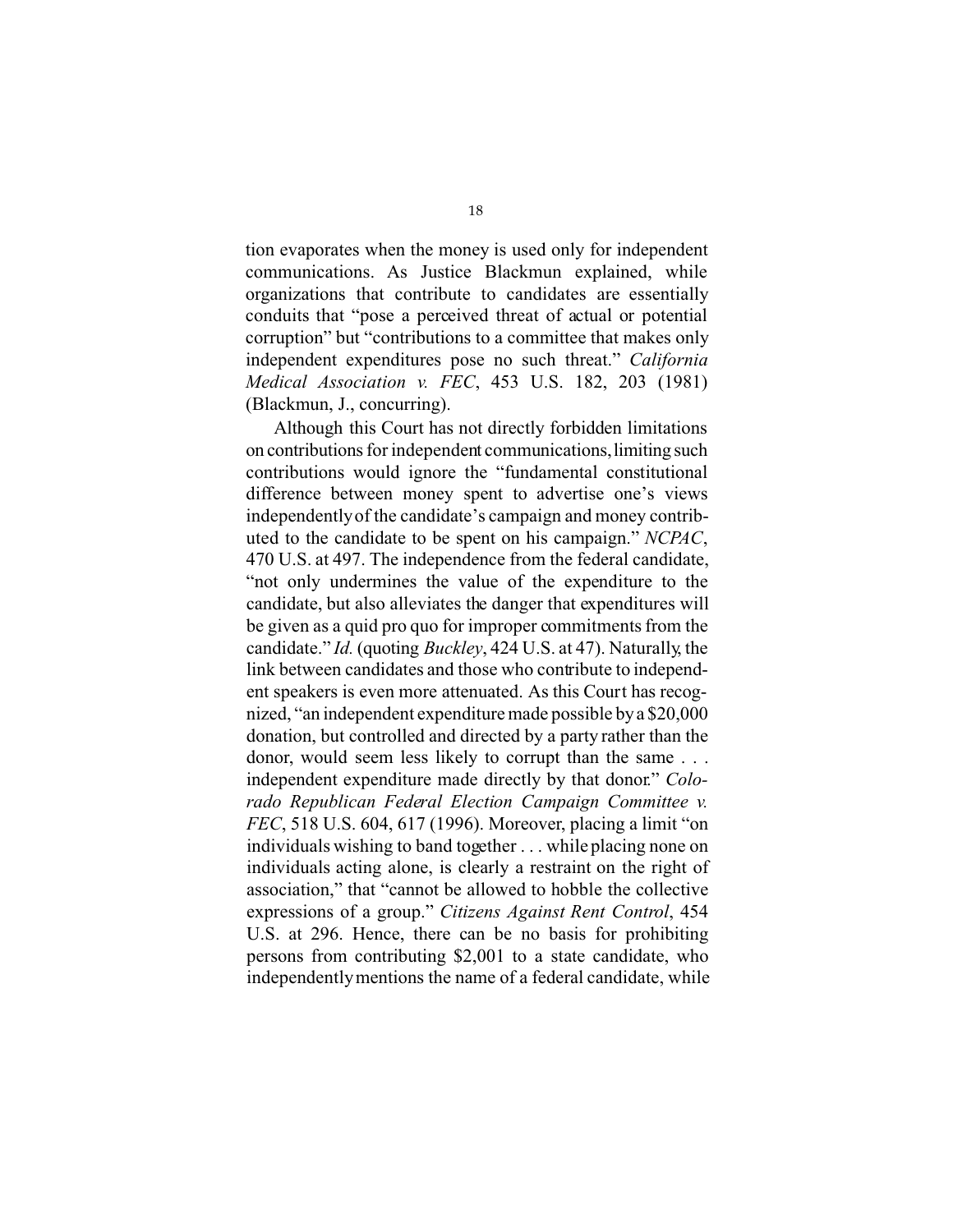tion evaporates when the money is used only for independent communications. As Justice Blackmun explained, while organizations that contribute to candidates are essentially conduits that "pose a perceived threat of actual or potential corruption" but "contributions to a committee that makes only independent expenditures pose no such threat." *California Medical Association v. FEC*, 453 U.S. 182, 203 (1981) (Blackmun, J., concurring).

Although this Court has not directly forbidden limitations on contributions for independent communications, limiting such contributions would ignore the "fundamental constitutional difference between money spent to advertise one's views independently of the candidate's campaign and money contributed to the candidate to be spent on his campaign." *NCPAC*, 470 U.S. at 497. The independence from the federal candidate, "not only undermines the value of the expenditure to the candidate, but also alleviates the danger that expenditures will be given as a quid pro quo for improper commitments from the candidate." *Id.* (quoting *Buckley*, 424 U.S. at 47). Naturally, the link between candidates and those who contribute to independent speakers is even more attenuated. As this Court has recognized, "an independent expenditure made possible by a $20,000 donation, but controlled and directed by a party rather than the donor, would seem less likely to corrupt than the same . . . independent expenditure made directly by that donor." *Colorado Republican Federal Election Campaign Committee v. FEC*, 518 U.S. 604, 617 (1996). Moreover, placing a limit "on individuals wishing to band together . . . while placing none on individuals acting alone, is clearly a restraint on the right of association," that "cannot be allowed to hobble the collective expressions of a group." *Citizens Against Rent Control*, 454 U.S. at 296. Hence, there can be no basis for prohibiting persons from contributing $2,001 to a state candidate, who independently mentions the name of a federal candidate, while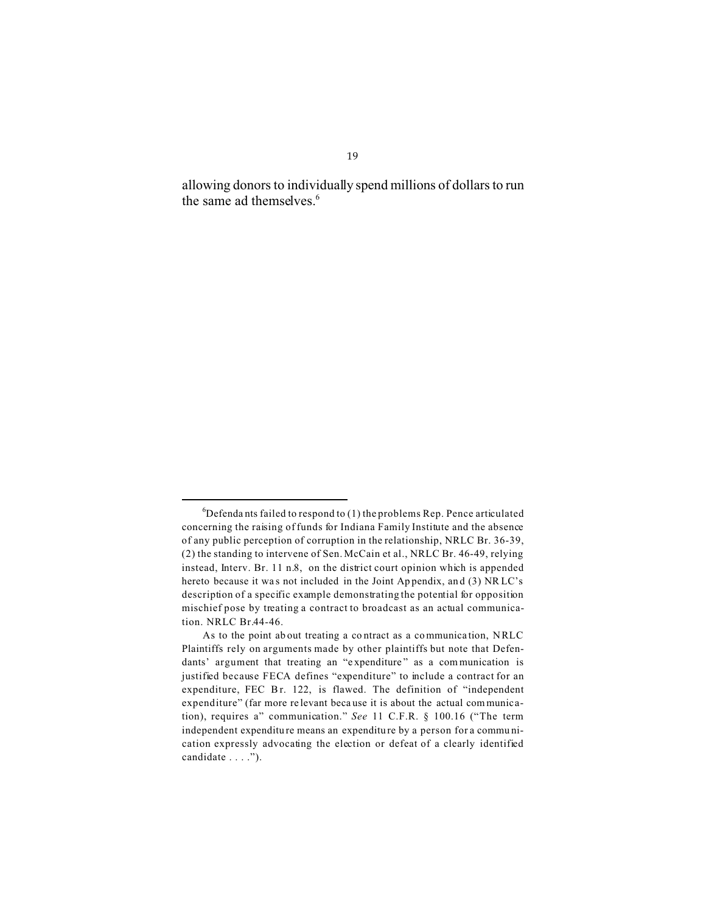allowing donors to individually spend millions of dollars to run the same ad themselves.[6]

---

[6]Defendants failed to respond to (1) the problems Rep. Pence articulated concerning the raising of funds for Indiana Family Institute and the absence of any public perception of corruption in the relationship, NRLC Br. 36-39, (2) the standing to intervene of Sen. McCain et al., NRLC Br. 46-49, relying instead, Interv. Br. 11 n.8, on the district court opinion which is appended hereto because it was not included in the Joint Appendix, and (3) NRLC's description of a specific example demonstrating the potential for opposition mischief pose by treating a contract to broadcast as an actual communication. NRLC Br.44-46.

As to the point about treating a contract as a communication, NRLC Plaintiffs rely on arguments made by other plaintiffs but note that Defendants' argument that treating an "expenditure" as a communication is justified because FECA defines "expenditure" to include a contract for an expenditure, FEC Br. 122, is flawed. The definition of "independent expenditure" (far more relevant because it is about the actual communication), requires a" communication." *See* 11 C.F.R. § 100.16 ("The term independent expenditure means an expenditure by a person for a communication expressly advocating the election or defeat of a clearly identified candidate . . . .").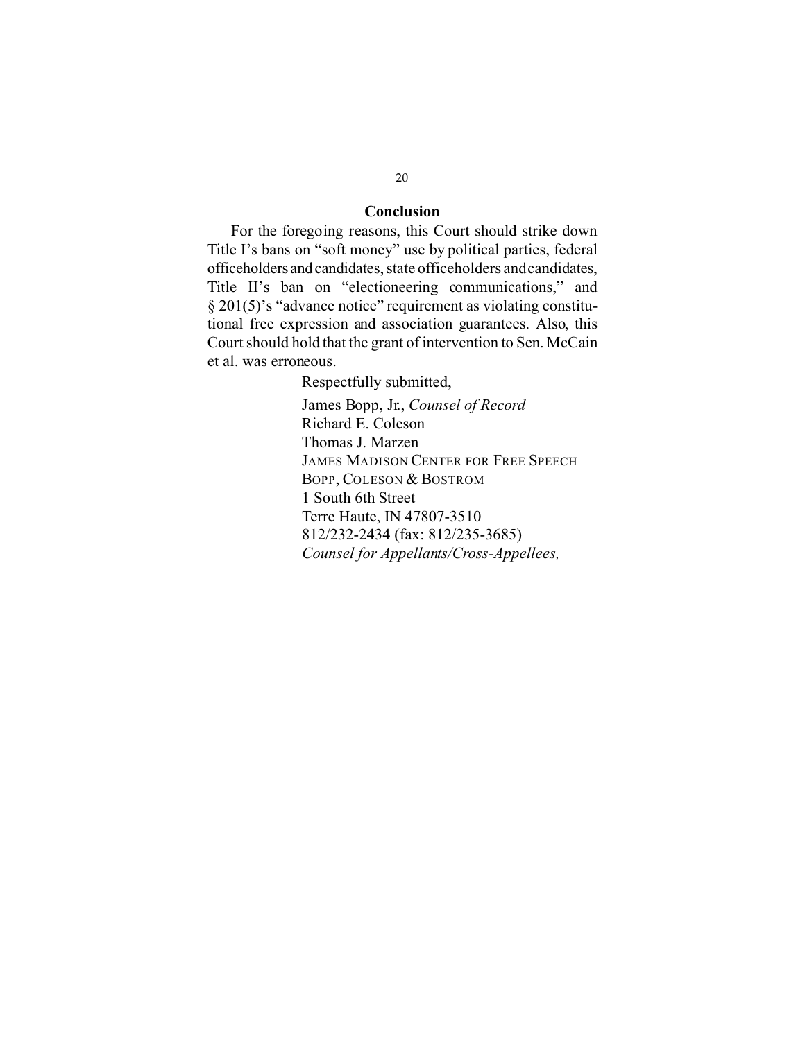## Conclusion

For the foregoing reasons, this Court should strike down Title I's bans on "soft money" use by political parties, federal officeholders and candidates, state officeholders and candidates, Title II's ban on "electioneering communications," and § 201(5)'s "advance notice" requirement as violating constitutional free expression and association guarantees. Also, this Court should hold that the grant of intervention to Sen. McCain et al. was erroneous.

Respectfully submitted,

James Bopp, Jr., *Counsel of Record*
Richard E. Coleson
Thomas J. Marzen
JAMES MADISON CENTER FOR FREE SPEECH
BOPP, COLESON & BOSTROM
1 South 6th Street
Terre Haute, IN 47807-3510
812/232-2434 (fax: 812/235-3685)
*Counsel for Appellants/Cross-Appellees,*